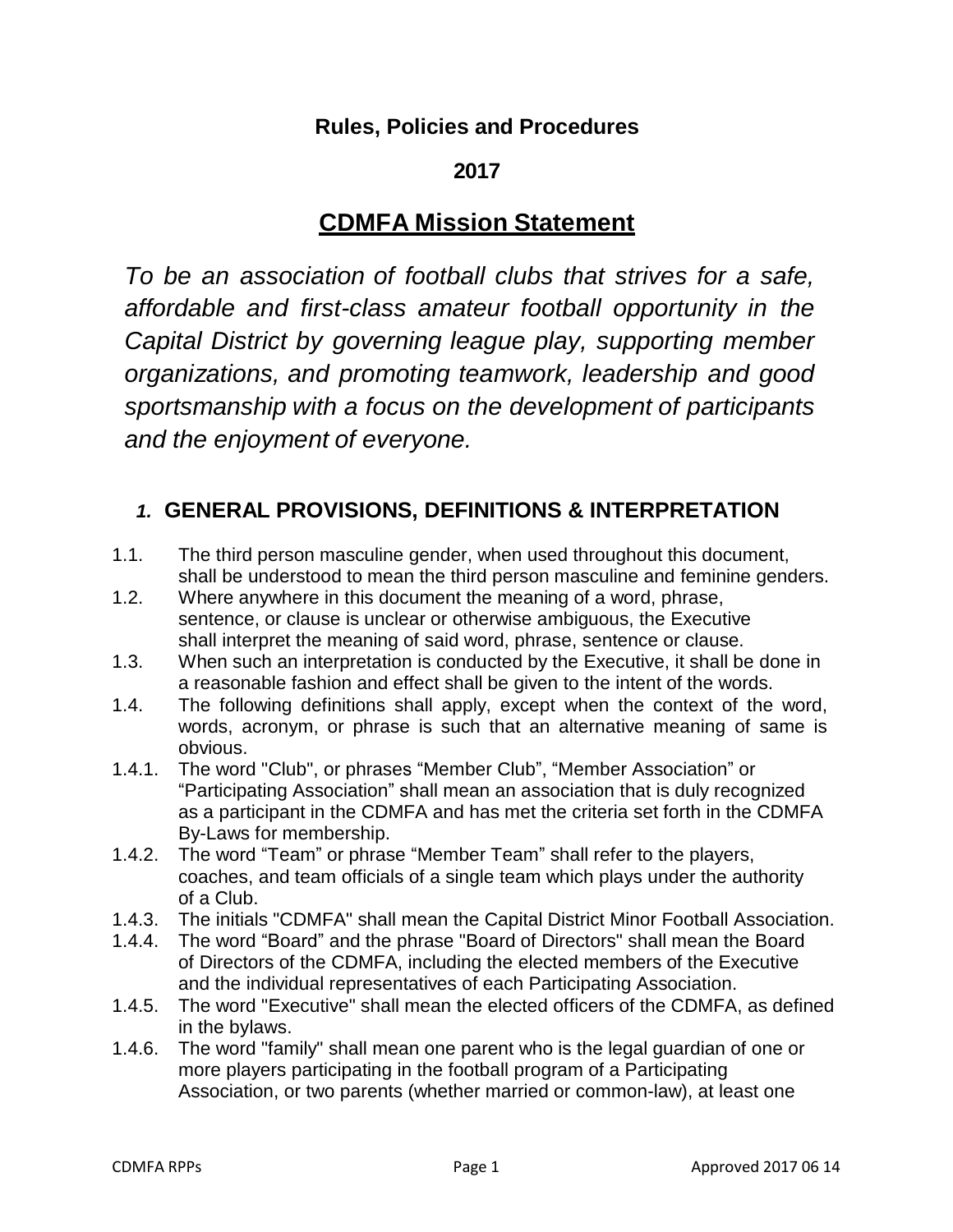**Rules, Policies and Procedures**

**2017**

# CDMFA Mission Statement

*To be an association of football clubs that strives for a safe, affordable and first-class amateur football opportunity in the Capital District by governing league play, supporting member organizations, and promoting teamwork, leadership and good sportsmanship with a focus on the development of participants and the enjoyment of everyone.*

## *1.* GENERAL PROVISIONS, DEFINITIONS & INTERPRETATION

1.1. The third person masculine gender, when used throughout this document, shall be understood to mean the third person masculine and feminine genders.

1.2. Where anywhere in this document the meaning of a word, phrase, sentence, or clause is unclear or otherwise ambiguous, the Executive shall interpret the meaning of said word, phrase, sentence or clause.

1.3. When such an interpretation is conducted by the Executive, it shall be done in a reasonable fashion and effect shall be given to the intent of the words.

1.4. The following definitions shall apply, except when the context of the word, words, acronym, or phrase is such that an alternative meaning of same is obvious.

1.4.1. The word "Club", or phrases "Member Club", "Member Association" or "Participating Association" shall mean an association that is duly recognized as a participant in the CDMFA and has met the criteria set forth in the CDMFA By-Laws for membership.

1.4.2. The word "Team" or phrase "Member Team" shall refer to the players, coaches, and team officials of a single team which plays under the authority of a Club.

1.4.3. The initials "CDMFA" shall mean the Capital District Minor Football Association.

1.4.4. The word "Board" and the phrase "Board of Directors" shall mean the Board of Directors of the CDMFA, including the elected members of the Executive and the individual representatives of each Participating Association.

1.4.5. The word "Executive" shall mean the elected officers of the CDMFA, as defined in the bylaws.

1.4.6. The word "family" shall mean one parent who is the legal guardian of one or more players participating in the football program of a Participating Association, or two parents (whether married or common-law), at least one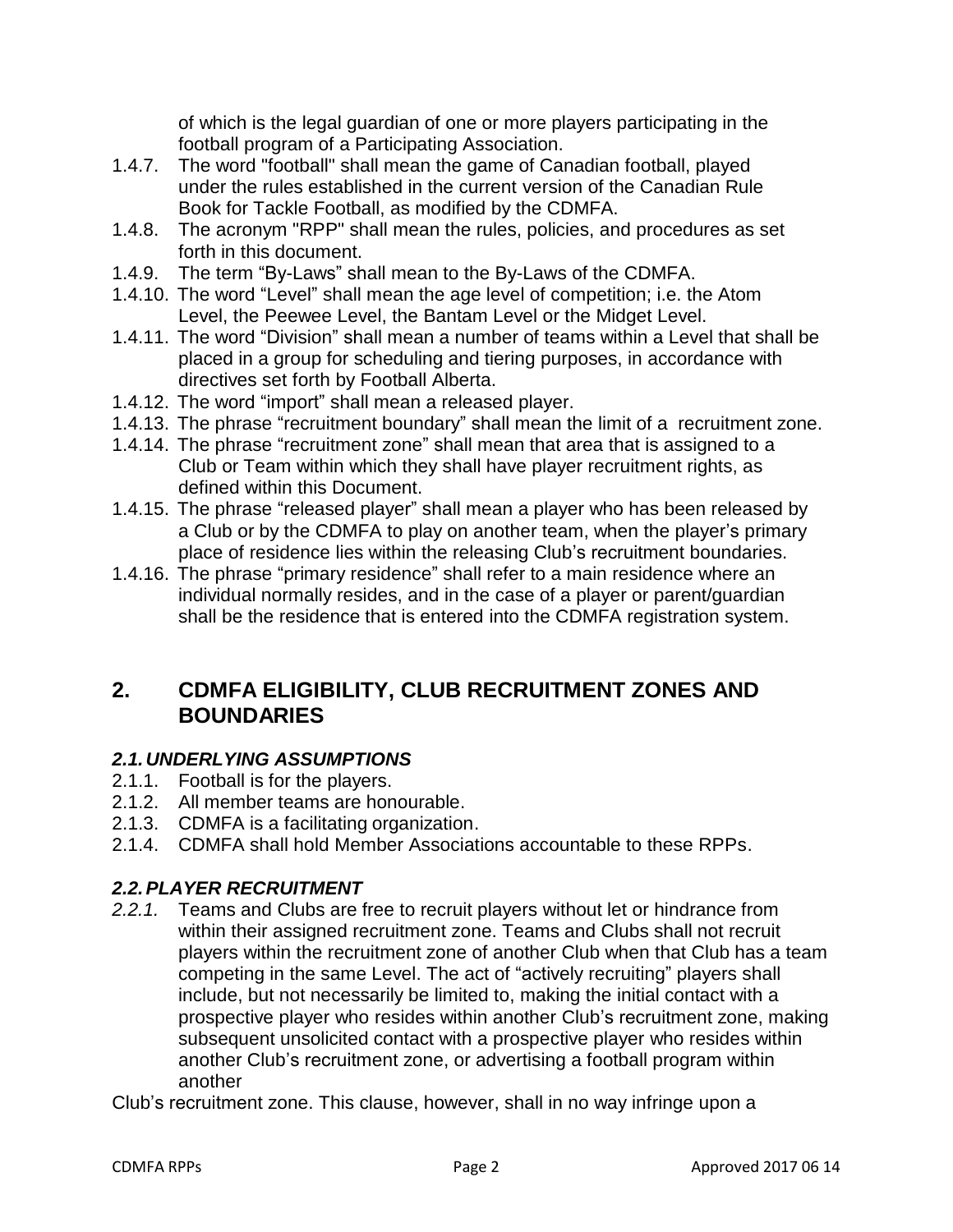of which is the legal guardian of one or more players participating in the football program of a Participating Association.

1.4.7. The word "football" shall mean the game of Canadian football, played under the rules established in the current version of the Canadian Rule Book for Tackle Football, as modified by the CDMFA.

1.4.8. The acronym "RPP" shall mean the rules, policies, and procedures as set forth in this document.

1.4.9. The term "By-Laws" shall mean to the By-Laws of the CDMFA.

1.4.10. The word "Level" shall mean the age level of competition; i.e. the Atom Level, the Peewee Level, the Bantam Level or the Midget Level.

1.4.11. The word "Division" shall mean a number of teams within a Level that shall be placed in a group for scheduling and tiering purposes, in accordance with directives set forth by Football Alberta.

1.4.12. The word "import" shall mean a released player.

1.4.13. The phrase "recruitment boundary" shall mean the limit of a recruitment zone.

1.4.14. The phrase "recruitment zone" shall mean that area that is assigned to a Club or Team within which they shall have player recruitment rights, as defined within this Document.

1.4.15. The phrase "released player" shall mean a player who has been released by a Club or by the CDMFA to play on another team, when the player's primary place of residence lies within the releasing Club's recruitment boundaries.

1.4.16. The phrase "primary residence" shall refer to a main residence where an individual normally resides, and in the case of a player or parent/guardian shall be the residence that is entered into the CDMFA registration system.

## 2. CDMFA ELIGIBILITY, CLUB RECRUITMENT ZONES AND BOUNDARIES

### *2.1. UNDERLYING ASSUMPTIONS*

2.1.1. Football is for the players.

2.1.2. All member teams are honourable.

2.1.3. CDMFA is a facilitating organization.

2.1.4. CDMFA shall hold Member Associations accountable to these RPPs.

### *2.2. PLAYER RECRUITMENT*

*2.2.1.* Teams and Clubs are free to recruit players without let or hindrance from within their assigned recruitment zone. Teams and Clubs shall not recruit players within the recruitment zone of another Club when that Club has a team competing in the same Level. The act of "actively recruiting" players shall include, but not necessarily be limited to, making the initial contact with a prospective player who resides within another Club's recruitment zone, making subsequent unsolicited contact with a prospective player who resides within another Club's recruitment zone, or advertising a football program within another Club's recruitment zone. This clause, however, shall in no way infringe upon a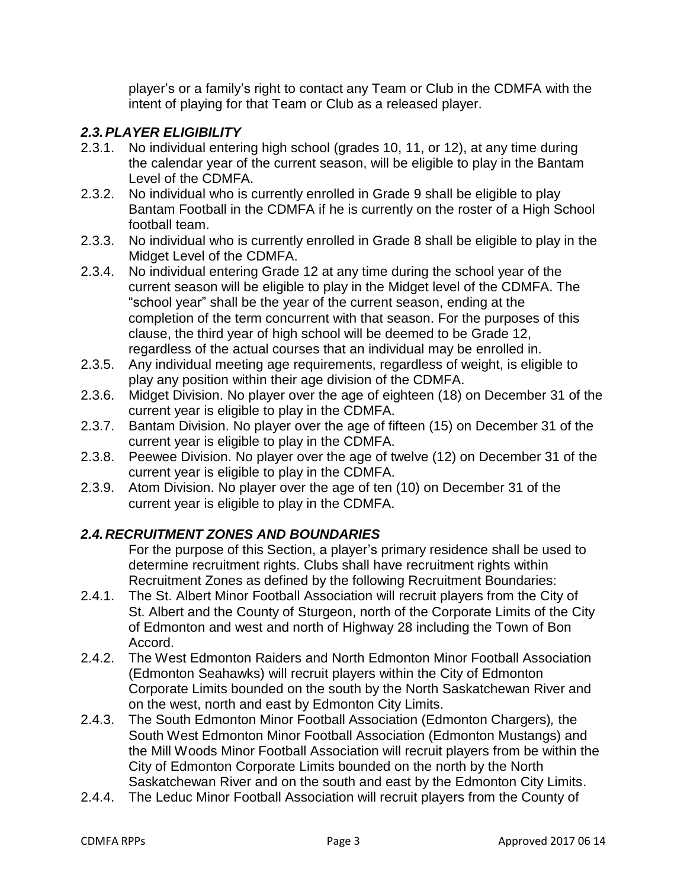player's or a family's right to contact any Team or Club in the CDMFA with the intent of playing for that Team or Club as a released player.

### *2.3. PLAYER ELIGIBILITY*

2.3.1. No individual entering high school (grades 10, 11, or 12), at any time during the calendar year of the current season, will be eligible to play in the Bantam Level of the CDMFA.

2.3.2. No individual who is currently enrolled in Grade 9 shall be eligible to play Bantam Football in the CDMFA if he is currently on the roster of a High School football team.

2.3.3. No individual who is currently enrolled in Grade 8 shall be eligible to play in the Midget Level of the CDMFA.

2.3.4. No individual entering Grade 12 at any time during the school year of the current season will be eligible to play in the Midget level of the CDMFA. The "school year" shall be the year of the current season, ending at the completion of the term concurrent with that season. For the purposes of this clause, the third year of high school will be deemed to be Grade 12, regardless of the actual courses that an individual may be enrolled in.

2.3.5. Any individual meeting age requirements, regardless of weight, is eligible to play any position within their age division of the CDMFA.

2.3.6. Midget Division. No player over the age of eighteen (18) on December 31 of the current year is eligible to play in the CDMFA.

2.3.7. Bantam Division. No player over the age of fifteen (15) on December 31 of the current year is eligible to play in the CDMFA.

2.3.8. Peewee Division. No player over the age of twelve (12) on December 31 of the current year is eligible to play in the CDMFA.

2.3.9. Atom Division. No player over the age of ten (10) on December 31 of the current year is eligible to play in the CDMFA.

### *2.4. RECRUITMENT ZONES AND BOUNDARIES*

For the purpose of this Section, a player's primary residence shall be used to determine recruitment rights. Clubs shall have recruitment rights within Recruitment Zones as defined by the following Recruitment Boundaries:

2.4.1. The St. Albert Minor Football Association will recruit players from the City of St. Albert and the County of Sturgeon, north of the Corporate Limits of the City of Edmonton and west and north of Highway 28 including the Town of Bon Accord.

2.4.2. The West Edmonton Raiders and North Edmonton Minor Football Association (Edmonton Seahawks) will recruit players within the City of Edmonton Corporate Limits bounded on the south by the North Saskatchewan River and on the west, north and east by Edmonton City Limits.

2.4.3. The South Edmonton Minor Football Association (Edmonton Chargers)*,* the South West Edmonton Minor Football Association (Edmonton Mustangs) and the Mill Woods Minor Football Association will recruit players from be within the City of Edmonton Corporate Limits bounded on the north by the North Saskatchewan River and on the south and east by the Edmonton City Limits.

2.4.4. The Leduc Minor Football Association will recruit players from the County of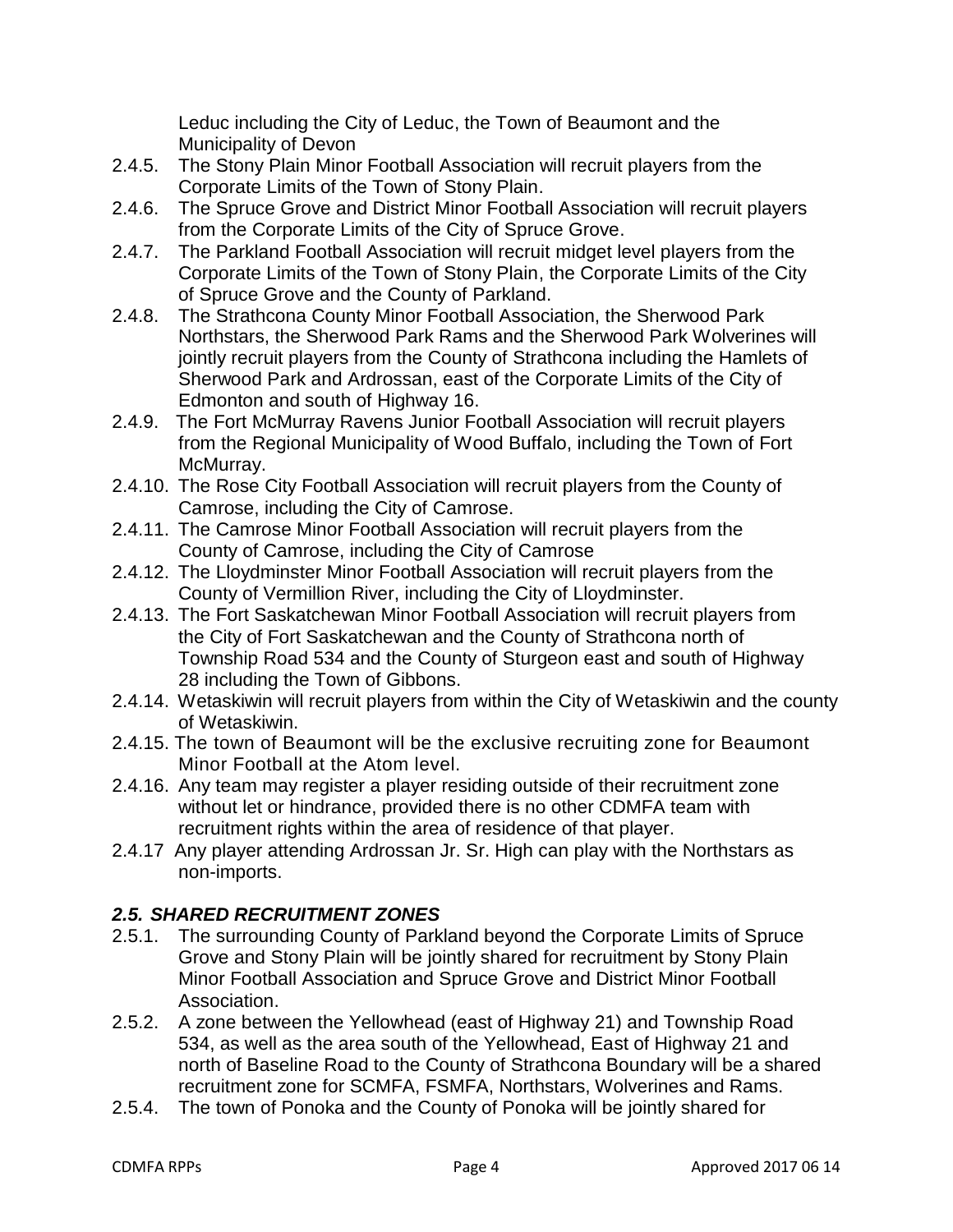Leduc including the City of Leduc, the Town of Beaumont and the Municipality of Devon

2.4.5. The Stony Plain Minor Football Association will recruit players from the Corporate Limits of the Town of Stony Plain.

2.4.6. The Spruce Grove and District Minor Football Association will recruit players from the Corporate Limits of the City of Spruce Grove.

2.4.7. The Parkland Football Association will recruit midget level players from the Corporate Limits of the Town of Stony Plain, the Corporate Limits of the City of Spruce Grove and the County of Parkland.

2.4.8. The Strathcona County Minor Football Association, the Sherwood Park Northstars, the Sherwood Park Rams and the Sherwood Park Wolverines will jointly recruit players from the County of Strathcona including the Hamlets of Sherwood Park and Ardrossan, east of the Corporate Limits of the City of Edmonton and south of Highway 16.

2.4.9. The Fort McMurray Ravens Junior Football Association will recruit players from the Regional Municipality of Wood Buffalo, including the Town of Fort McMurray.

2.4.10. The Rose City Football Association will recruit players from the County of Camrose, including the City of Camrose.

2.4.11. The Camrose Minor Football Association will recruit players from the County of Camrose, including the City of Camrose

2.4.12. The Lloydminster Minor Football Association will recruit players from the County of Vermillion River, including the City of Lloydminster.

2.4.13. The Fort Saskatchewan Minor Football Association will recruit players from the City of Fort Saskatchewan and the County of Strathcona north of Township Road 534 and the County of Sturgeon east and south of Highway 28 including the Town of Gibbons.

2.4.14. Wetaskiwin will recruit players from within the City of Wetaskiwin and the county of Wetaskiwin.

2.4.15. The town of Beaumont will be the exclusive recruiting zone for Beaumont Minor Football at the Atom level.

2.4.16. Any team may register a player residing outside of their recruitment zone without let or hindrance, provided there is no other CDMFA team with recruitment rights within the area of residence of that player.

2.4.17 Any player attending Ardrossan Jr. Sr. High can play with the Northstars as non-imports.

### *2.5. SHARED RECRUITMENT ZONES*

2.5.1. The surrounding County of Parkland beyond the Corporate Limits of Spruce Grove and Stony Plain will be jointly shared for recruitment by Stony Plain Minor Football Association and Spruce Grove and District Minor Football Association.

2.5.2. A zone between the Yellowhead (east of Highway 21) and Township Road 534, as well as the area south of the Yellowhead, East of Highway 21 and north of Baseline Road to the County of Strathcona Boundary will be a shared recruitment zone for SCMFA, FSMFA, Northstars, Wolverines and Rams.

2.5.4. The town of Ponoka and the County of Ponoka will be jointly shared for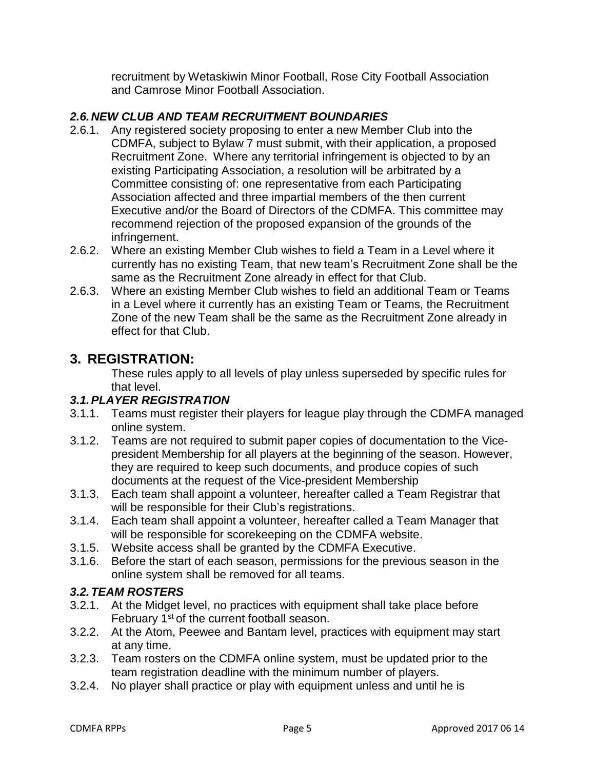recruitment by Wetaskiwin Minor Football, Rose City Football Association and Camrose Minor Football Association.

### *2.6. NEW CLUB AND TEAM RECRUITMENT BOUNDARIES*

2.6.1. Any registered society proposing to enter a new Member Club into the CDMFA, subject to Bylaw 7 must submit, with their application, a proposed Recruitment Zone. Where any territorial infringement is objected to by an existing Participating Association, a resolution will be arbitrated by a Committee consisting of: one representative from each Participating Association affected and three impartial members of the then current Executive and/or the Board of Directors of the CDMFA. This committee may recommend rejection of the proposed expansion of the grounds of the infringement.

2.6.2. Where an existing Member Club wishes to field a Team in a Level where it currently has no existing Team, that new team's Recruitment Zone shall be the same as the Recruitment Zone already in effect for that Club.

2.6.3. Where an existing Member Club wishes to field an additional Team or Teams in a Level where it currently has an existing Team or Teams, the Recruitment Zone of the new Team shall be the same as the Recruitment Zone already in effect for that Club.

## 3. REGISTRATION:

These rules apply to all levels of play unless superseded by specific rules for that level.

### *3.1. PLAYER REGISTRATION*

3.1.1. Teams must register their players for league play through the CDMFA managed online system.

3.1.2. Teams are not required to submit paper copies of documentation to the Vice-president Membership for all players at the beginning of the season. However, they are required to keep such documents, and produce copies of such documents at the request of the Vice-president Membership

3.1.3. Each team shall appoint a volunteer, hereafter called a Team Registrar that will be responsible for their Club's registrations.

3.1.4. Each team shall appoint a volunteer, hereafter called a Team Manager that will be responsible for scorekeeping on the CDMFA website.

3.1.5. Website access shall be granted by the CDMFA Executive.

3.1.6. Before the start of each season, permissions for the previous season in the online system shall be removed for all teams.

### *3.2. TEAM ROSTERS*

3.2.1. At the Midget level, no practices with equipment shall take place before February 1st of the current football season.

3.2.2. At the Atom, Peewee and Bantam level, practices with equipment may start at any time.

3.2.3. Team rosters on the CDMFA online system, must be updated prior to the team registration deadline with the minimum number of players.

3.2.4. No player shall practice or play with equipment unless and until he is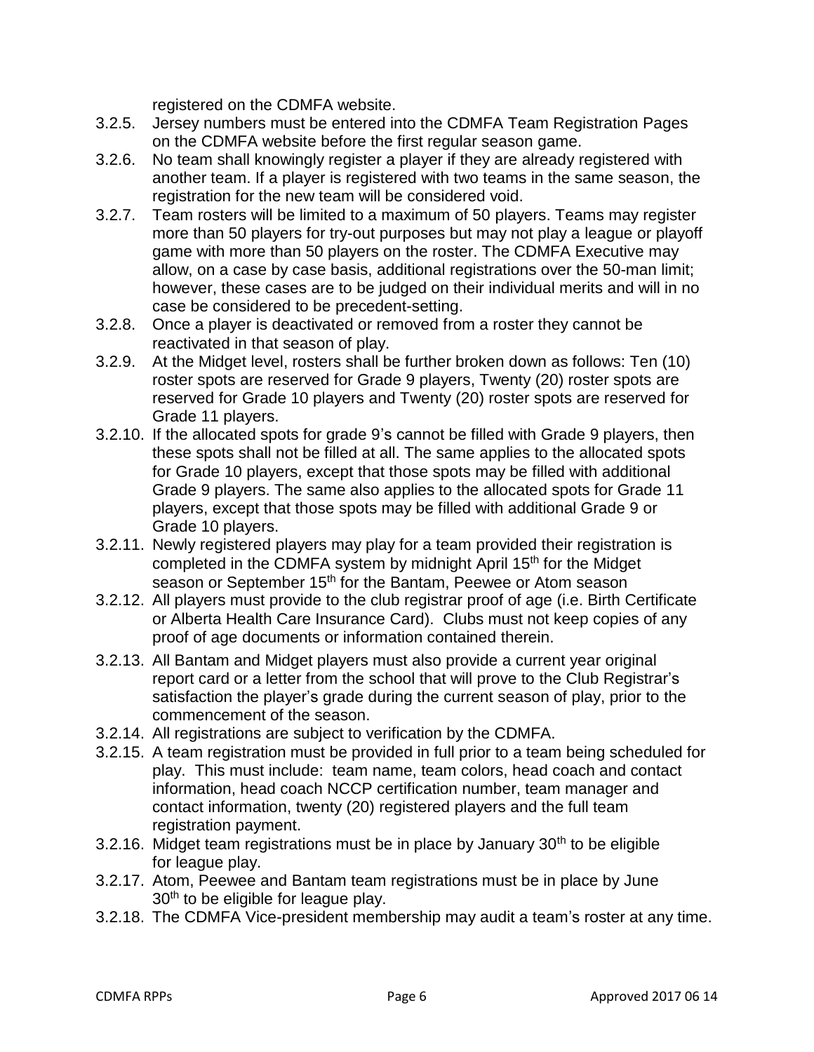registered on the CDMFA website.

- 3.2.5. Jersey numbers must be entered into the CDMFA Team Registration Pages on the CDMFA website before the first regular season game.
- 3.2.6. No team shall knowingly register a player if they are already registered with another team. If a player is registered with two teams in the same season, the registration for the new team will be considered void.
- 3.2.7. Team rosters will be limited to a maximum of 50 players. Teams may register more than 50 players for try-out purposes but may not play a league or playoff game with more than 50 players on the roster. The CDMFA Executive may allow, on a case by case basis, additional registrations over the 50-man limit; however, these cases are to be judged on their individual merits and will in no case be considered to be precedent-setting.
- 3.2.8. Once a player is deactivated or removed from a roster they cannot be reactivated in that season of play.
- 3.2.9. At the Midget level, rosters shall be further broken down as follows: Ten (10) roster spots are reserved for Grade 9 players, Twenty (20) roster spots are reserved for Grade 10 players and Twenty (20) roster spots are reserved for Grade 11 players.
- 3.2.10. If the allocated spots for grade 9's cannot be filled with Grade 9 players, then these spots shall not be filled at all. The same applies to the allocated spots for Grade 10 players, except that those spots may be filled with additional Grade 9 players. The same also applies to the allocated spots for Grade 11 players, except that those spots may be filled with additional Grade 9 or Grade 10 players.
- 3.2.11. Newly registered players may play for a team provided their registration is completed in the CDMFA system by midnight April 15th for the Midget season or September 15th for the Bantam, Peewee or Atom season
- 3.2.12. All players must provide to the club registrar proof of age (i.e. Birth Certificate or Alberta Health Care Insurance Card). Clubs must not keep copies of any proof of age documents or information contained therein.
- 3.2.13. All Bantam and Midget players must also provide a current year original report card or a letter from the school that will prove to the Club Registrar's satisfaction the player's grade during the current season of play, prior to the commencement of the season.
- 3.2.14. All registrations are subject to verification by the CDMFA.
- 3.2.15. A team registration must be provided in full prior to a team being scheduled for play. This must include: team name, team colors, head coach and contact information, head coach NCCP certification number, team manager and contact information, twenty (20) registered players and the full team registration payment.
- 3.2.16. Midget team registrations must be in place by January 30th to be eligible for league play.
- 3.2.17. Atom, Peewee and Bantam team registrations must be in place by June 30th to be eligible for league play.
- 3.2.18. The CDMFA Vice-president membership may audit a team's roster at any time.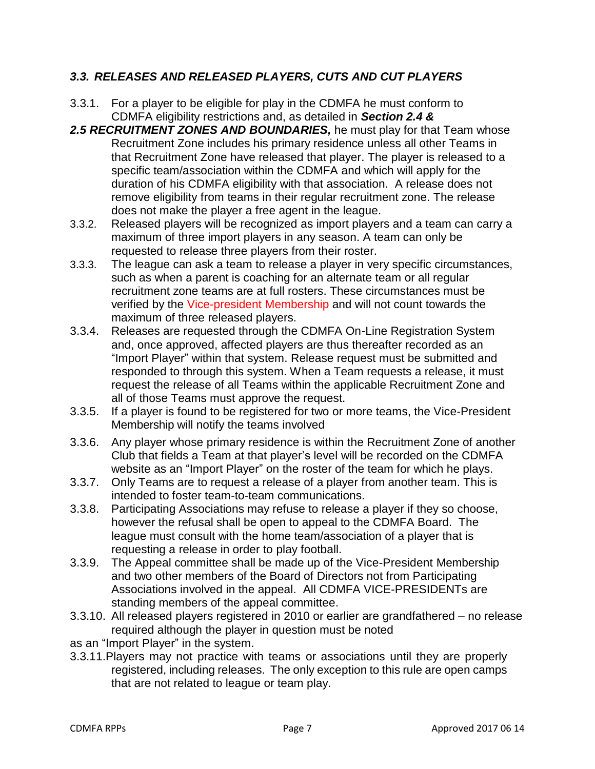### *3.3. RELEASES AND RELEASED PLAYERS, CUTS AND CUT PLAYERS*

3.3.1. For a player to be eligible for play in the CDMFA he must conform to CDMFA eligibility restrictions and, as detailed in ***Section 2.4 & 2.5 RECRUITMENT ZONES AND BOUNDARIES,*** he must play for that Team whose Recruitment Zone includes his primary residence unless all other Teams in that Recruitment Zone have released that player. The player is released to a specific team/association within the CDMFA and which will apply for the duration of his CDMFA eligibility with that association. A release does not remove eligibility from teams in their regular recruitment zone. The release does not make the player a free agent in the league.

3.3.2. Released players will be recognized as import players and a team can carry a maximum of three import players in any season. A team can only be requested to release three players from their roster.

3.3.3. The league can ask a team to release a player in very specific circumstances, such as when a parent is coaching for an alternate team or all regular recruitment zone teams are at full rosters. These circumstances must be verified by the Vice-president Membership and will not count towards the maximum of three released players.

3.3.4. Releases are requested through the CDMFA On-Line Registration System and, once approved, affected players are thus thereafter recorded as an "Import Player" within that system. Release request must be submitted and responded to through this system. When a Team requests a release, it must request the release of all Teams within the applicable Recruitment Zone and all of those Teams must approve the request.

3.3.5. If a player is found to be registered for two or more teams, the Vice-President Membership will notify the teams involved

3.3.6. Any player whose primary residence is within the Recruitment Zone of another Club that fields a Team at that player's level will be recorded on the CDMFA website as an "Import Player" on the roster of the team for which he plays.

3.3.7. Only Teams are to request a release of a player from another team. This is intended to foster team-to-team communications.

3.3.8. Participating Associations may refuse to release a player if they so choose, however the refusal shall be open to appeal to the CDMFA Board. The league must consult with the home team/association of a player that is requesting a release in order to play football.

3.3.9. The Appeal committee shall be made up of the Vice-President Membership and two other members of the Board of Directors not from Participating Associations involved in the appeal. All CDMFA VICE-PRESIDENTs are standing members of the appeal committee.

3.3.10. All released players registered in 2010 or earlier are grandfathered – no release required although the player in question must be noted as an "Import Player" in the system.

3.3.11. Players may not practice with teams or associations until they are properly registered, including releases. The only exception to this rule are open camps that are not related to league or team play.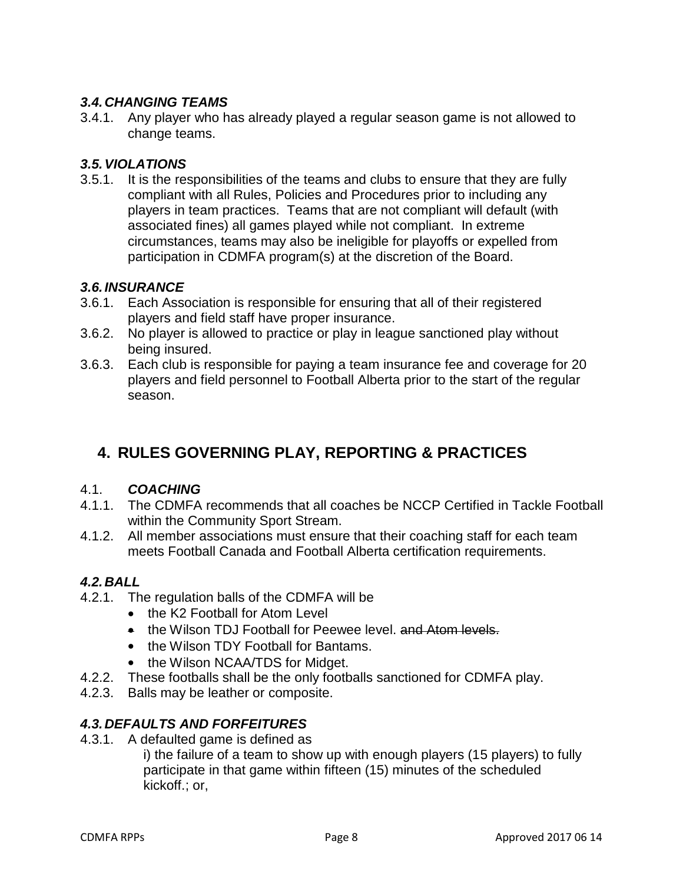### *3.4. CHANGING TEAMS*

3.4.1. Any player who has already played a regular season game is not allowed to change teams.

### *3.5. VIOLATIONS*

3.5.1. It is the responsibilities of the teams and clubs to ensure that they are fully compliant with all Rules, Policies and Procedures prior to including any players in team practices. Teams that are not compliant will default (with associated fines) all games played while not compliant. In extreme circumstances, teams may also be ineligible for playoffs or expelled from participation in CDMFA program(s) at the discretion of the Board.

### *3.6. INSURANCE*

3.6.1. Each Association is responsible for ensuring that all of their registered players and field staff have proper insurance.

3.6.2. No player is allowed to practice or play in league sanctioned play without being insured.

3.6.3. Each club is responsible for paying a team insurance fee and coverage for 20 players and field personnel to Football Alberta prior to the start of the regular season.

## 4. RULES GOVERNING PLAY, REPORTING & PRACTICES

### 4.1. *COACHING*

4.1.1. The CDMFA recommends that all coaches be NCCP Certified in Tackle Football within the Community Sport Stream.

4.1.2. All member associations must ensure that their coaching staff for each team meets Football Canada and Football Alberta certification requirements.

### *4.2. BALL*

4.2.1. The regulation balls of the CDMFA will be

- the K2 Football for Atom Level
- the Wilson TDJ Football for Peewee level. ~~and Atom levels.~~
- the Wilson TDY Football for Bantams.
- the Wilson NCAA/TDS for Midget.

4.2.2. These footballs shall be the only footballs sanctioned for CDMFA play.

4.2.3. Balls may be leather or composite.

### *4.3. DEFAULTS AND FORFEITURES*

4.3.1. A defaulted game is defined as

i) the failure of a team to show up with enough players (15 players) to fully participate in that game within fifteen (15) minutes of the scheduled kickoff.; or,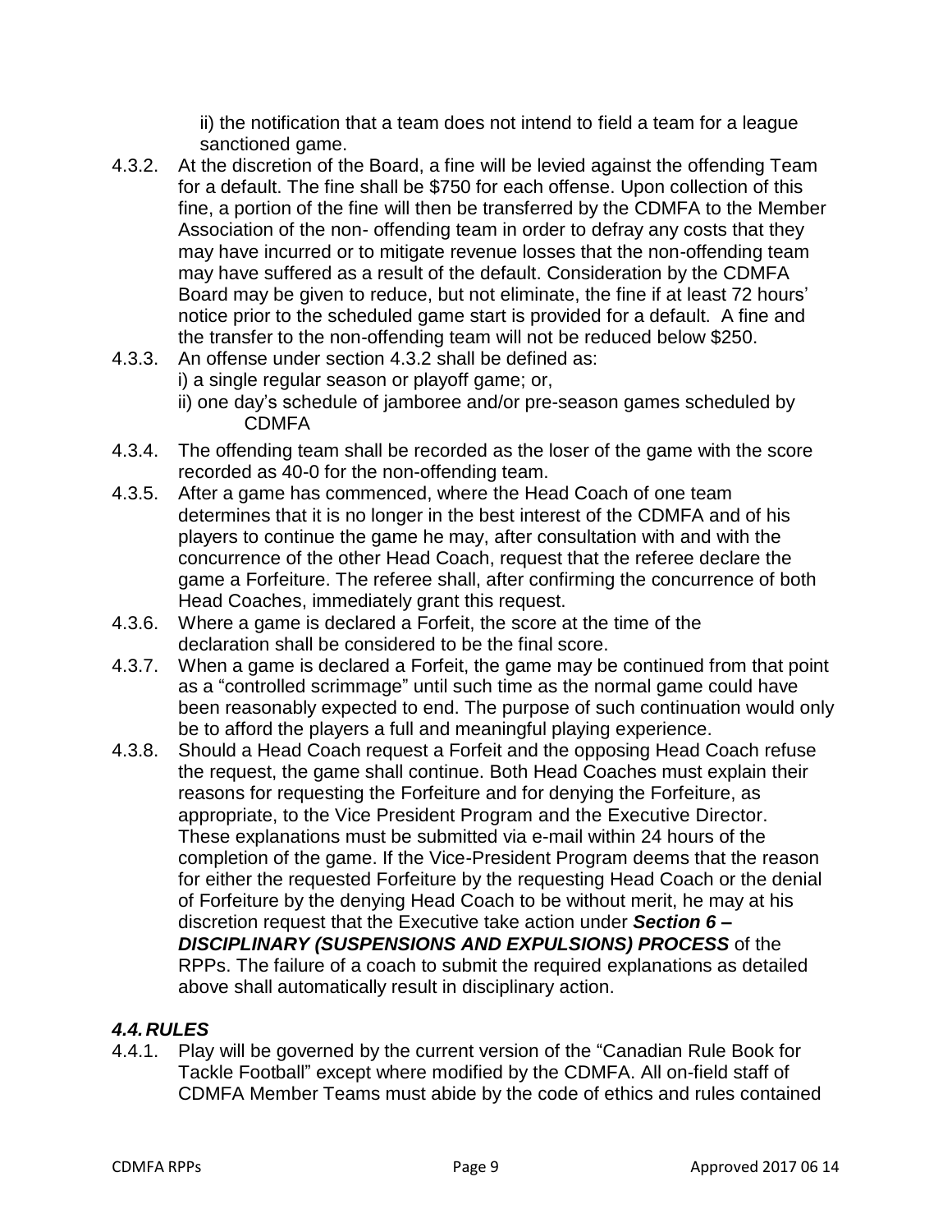ii) the notification that a team does not intend to field a team for a league sanctioned game.

4.3.2. At the discretion of the Board, a fine will be levied against the offending Team for a default. The fine shall be $750 for each offense. Upon collection of this fine, a portion of the fine will then be transferred by the CDMFA to the Member Association of the non- offending team in order to defray any costs that they may have incurred or to mitigate revenue losses that the non-offending team may have suffered as a result of the default. Consideration by the CDMFA Board may be given to reduce, but not eliminate, the fine if at least 72 hours' notice prior to the scheduled game start is provided for a default. A fine and the transfer to the non-offending team will not be reduced below $250.

4.3.3. An offense under section 4.3.2 shall be defined as:
i) a single regular season or playoff game; or,
ii) one day's schedule of jamboree and/or pre-season games scheduled by CDMFA

4.3.4. The offending team shall be recorded as the loser of the game with the score recorded as 40-0 for the non-offending team.

4.3.5. After a game has commenced, where the Head Coach of one team determines that it is no longer in the best interest of the CDMFA and of his players to continue the game he may, after consultation with and with the concurrence of the other Head Coach, request that the referee declare the game a Forfeiture. The referee shall, after confirming the concurrence of both Head Coaches, immediately grant this request.

4.3.6. Where a game is declared a Forfeit, the score at the time of the declaration shall be considered to be the final score.

4.3.7. When a game is declared a Forfeit, the game may be continued from that point as a "controlled scrimmage" until such time as the normal game could have been reasonably expected to end. The purpose of such continuation would only be to afford the players a full and meaningful playing experience.

4.3.8. Should a Head Coach request a Forfeit and the opposing Head Coach refuse the request, the game shall continue. Both Head Coaches must explain their reasons for requesting the Forfeiture and for denying the Forfeiture, as appropriate, to the Vice President Program and the Executive Director. These explanations must be submitted via e-mail within 24 hours of the completion of the game. If the Vice-President Program deems that the reason for either the requested Forfeiture by the requesting Head Coach or the denial of Forfeiture by the denying Head Coach to be without merit, he may at his discretion request that the Executive take action under ***Section 6 – DISCIPLINARY (SUSPENSIONS AND EXPULSIONS) PROCESS*** of the RPPs. The failure of a coach to submit the required explanations as detailed above shall automatically result in disciplinary action.

### *4.4. RULES*

4.4.1. Play will be governed by the current version of the "Canadian Rule Book for Tackle Football" except where modified by the CDMFA. All on-field staff of CDMFA Member Teams must abide by the code of ethics and rules contained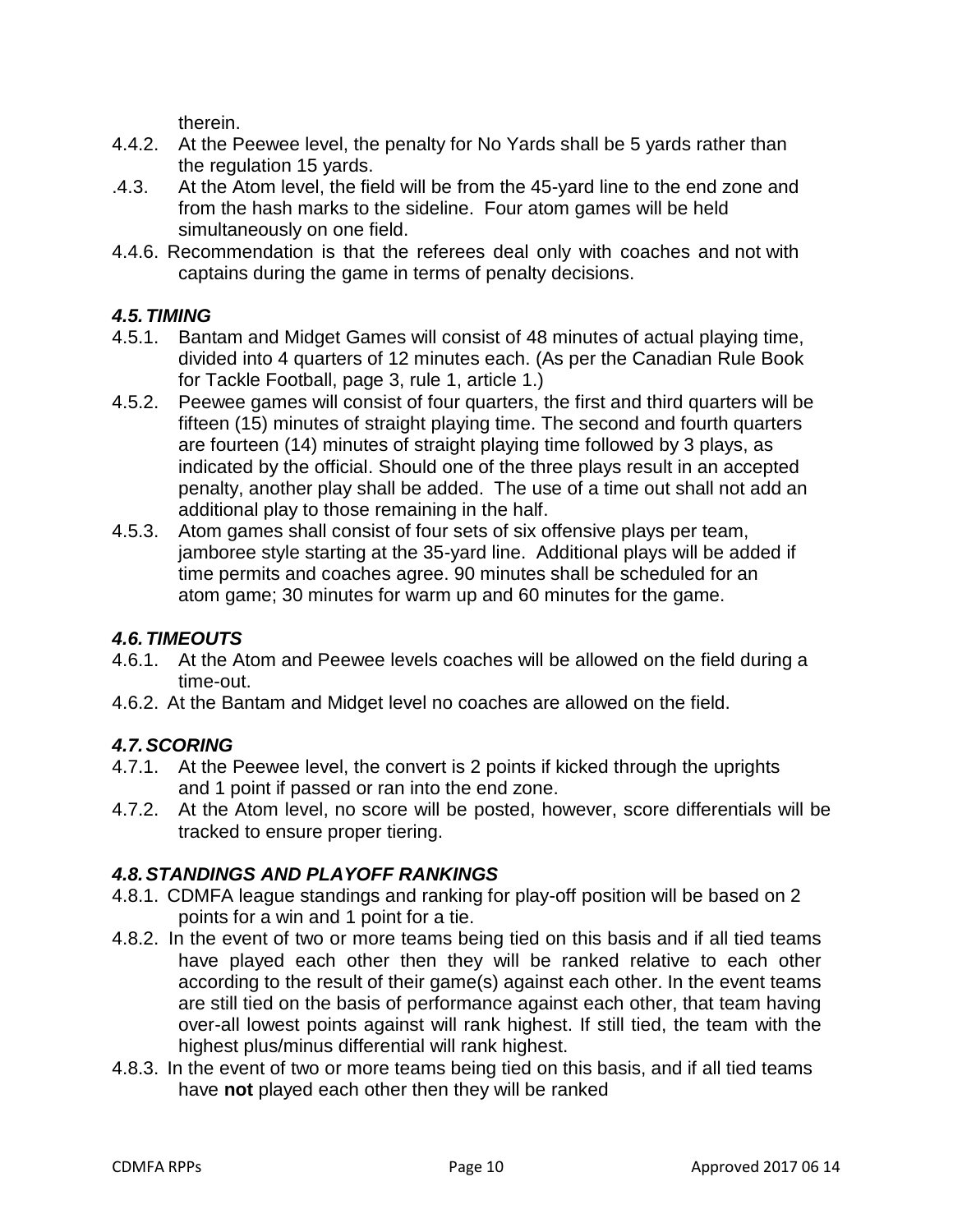therein.

4.4.2. At the Peewee level, the penalty for No Yards shall be 5 yards rather than the regulation 15 yards.

.4.3. At the Atom level, the field will be from the 45-yard line to the end zone and from the hash marks to the sideline. Four atom games will be held simultaneously on one field.

4.4.6. Recommendation is that the referees deal only with coaches and not with captains during the game in terms of penalty decisions.

### *4.5. TIMING*

4.5.1. Bantam and Midget Games will consist of 48 minutes of actual playing time, divided into 4 quarters of 12 minutes each. (As per the Canadian Rule Book for Tackle Football, page 3, rule 1, article 1.)

4.5.2. Peewee games will consist of four quarters, the first and third quarters will be fifteen (15) minutes of straight playing time. The second and fourth quarters are fourteen (14) minutes of straight playing time followed by 3 plays, as indicated by the official. Should one of the three plays result in an accepted penalty, another play shall be added. The use of a time out shall not add an additional play to those remaining in the half.

4.5.3. Atom games shall consist of four sets of six offensive plays per team, jamboree style starting at the 35-yard line. Additional plays will be added if time permits and coaches agree. 90 minutes shall be scheduled for an atom game; 30 minutes for warm up and 60 minutes for the game.

### *4.6. TIMEOUTS*

4.6.1. At the Atom and Peewee levels coaches will be allowed on the field during a time-out.

4.6.2. At the Bantam and Midget level no coaches are allowed on the field.

### *4.7. SCORING*

4.7.1. At the Peewee level, the convert is 2 points if kicked through the uprights and 1 point if passed or ran into the end zone.

4.7.2. At the Atom level, no score will be posted, however, score differentials will be tracked to ensure proper tiering.

### *4.8. STANDINGS AND PLAYOFF RANKINGS*

4.8.1. CDMFA league standings and ranking for play-off position will be based on 2 points for a win and 1 point for a tie.

4.8.2. In the event of two or more teams being tied on this basis and if all tied teams have played each other then they will be ranked relative to each other according to the result of their game(s) against each other. In the event teams are still tied on the basis of performance against each other, that team having over-all lowest points against will rank highest. If still tied, the team with the highest plus/minus differential will rank highest.

4.8.3. In the event of two or more teams being tied on this basis, and if all tied teams have **not** played each other then they will be ranked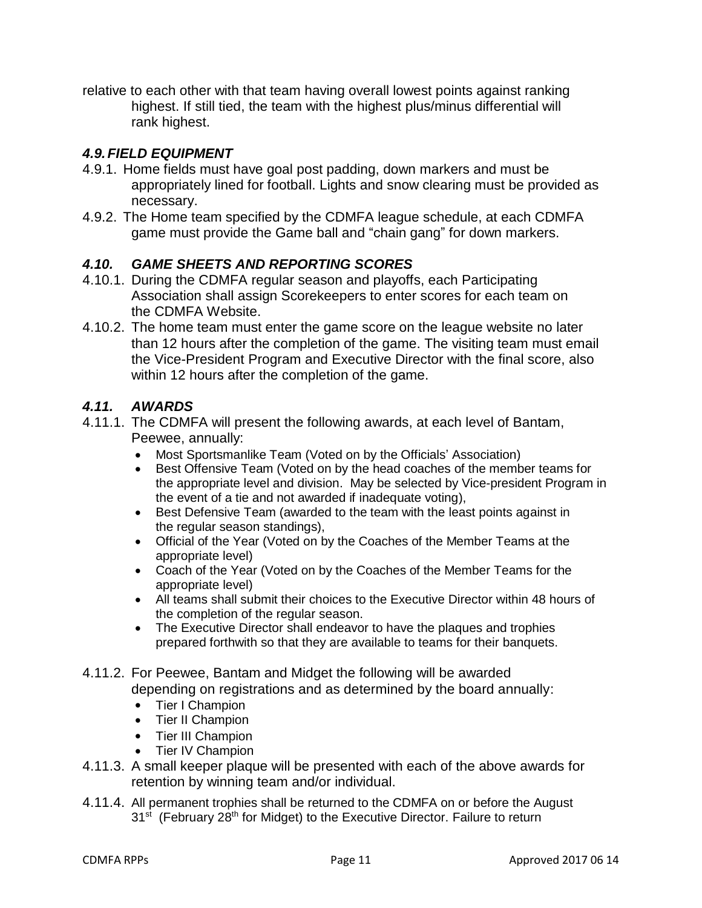relative to each other with that team having overall lowest points against ranking highest. If still tied, the team with the highest plus/minus differential will rank highest.

### *4.9. FIELD EQUIPMENT*

4.9.1. Home fields must have goal post padding, down markers and must be appropriately lined for football. Lights and snow clearing must be provided as necessary.

4.9.2. The Home team specified by the CDMFA league schedule, at each CDMFA game must provide the Game ball and "chain gang" for down markers.

### *4.10. GAME SHEETS AND REPORTING SCORES*

4.10.1. During the CDMFA regular season and playoffs, each Participating Association shall assign Scorekeepers to enter scores for each team on the CDMFA Website.

4.10.2. The home team must enter the game score on the league website no later than 12 hours after the completion of the game. The visiting team must email the Vice-President Program and Executive Director with the final score, also within 12 hours after the completion of the game.

### *4.11. AWARDS*

4.11.1. The CDMFA will present the following awards, at each level of Bantam, Peewee, annually:

- Most Sportsmanlike Team (Voted on by the Officials' Association)
- Best Offensive Team (Voted on by the head coaches of the member teams for the appropriate level and division. May be selected by Vice-president Program in the event of a tie and not awarded if inadequate voting),
- Best Defensive Team (awarded to the team with the least points against in the regular season standings),
- Official of the Year (Voted on by the Coaches of the Member Teams at the appropriate level)
- Coach of the Year (Voted on by the Coaches of the Member Teams for the appropriate level)
- All teams shall submit their choices to the Executive Director within 48 hours of the completion of the regular season.
- The Executive Director shall endeavor to have the plaques and trophies prepared forthwith so that they are available to teams for their banquets.

4.11.2. For Peewee, Bantam and Midget the following will be awarded depending on registrations and as determined by the board annually:

- Tier I Champion
- Tier II Champion
- Tier III Champion
- Tier IV Champion

4.11.3. A small keeper plaque will be presented with each of the above awards for retention by winning team and/or individual.

4.11.4. All permanent trophies shall be returned to the CDMFA on or before the August 31st (February 28th for Midget) to the Executive Director. Failure to return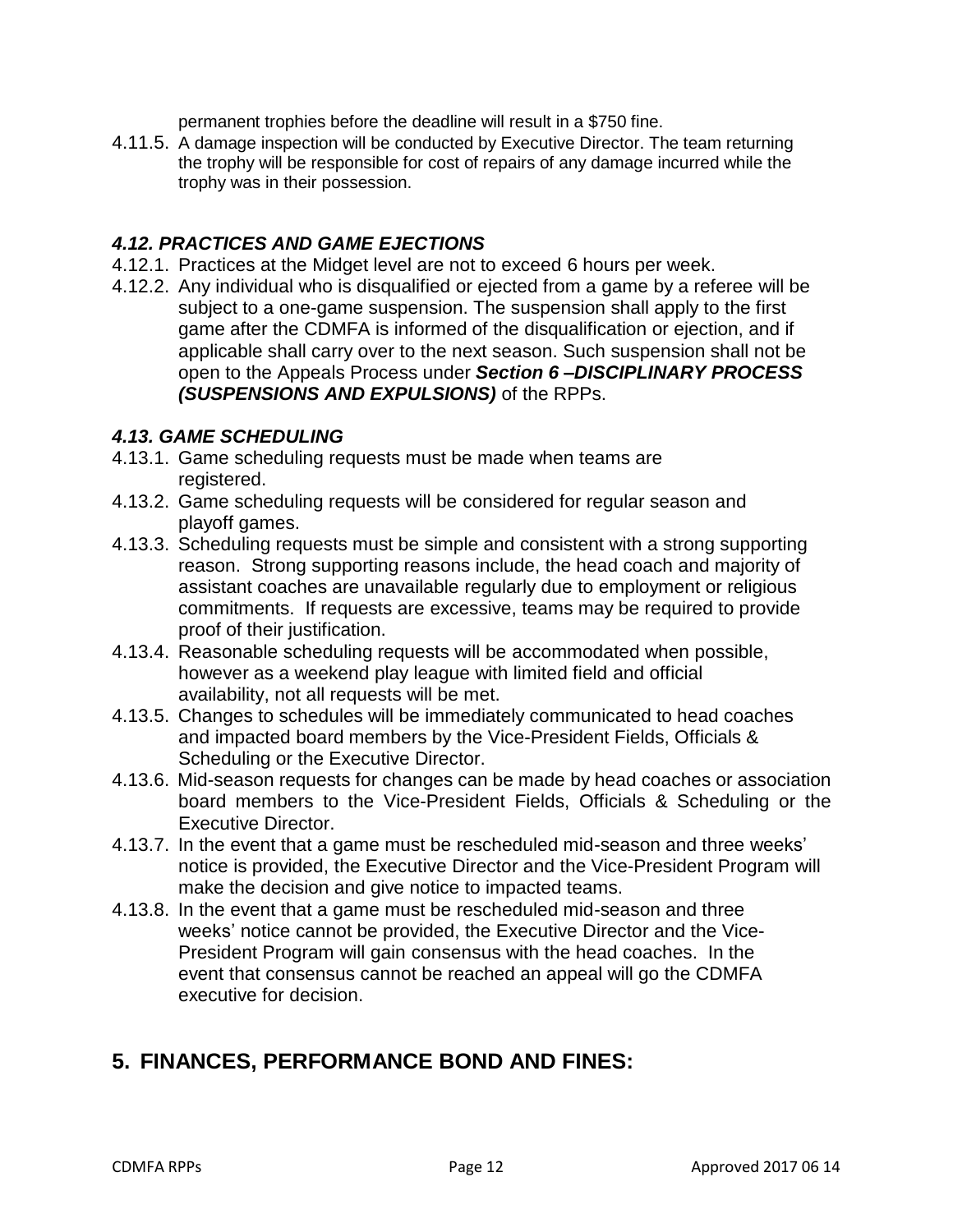permanent trophies before the deadline will result in a $750 fine.

4.11.5. A damage inspection will be conducted by Executive Director. The team returning the trophy will be responsible for cost of repairs of any damage incurred while the trophy was in their possession.

### *4.12. PRACTICES AND GAME EJECTIONS*

4.12.1. Practices at the Midget level are not to exceed 6 hours per week.

4.12.2. Any individual who is disqualified or ejected from a game by a referee will be subject to a one-game suspension. The suspension shall apply to the first game after the CDMFA is informed of the disqualification or ejection, and if applicable shall carry over to the next season. Such suspension shall not be open to the Appeals Process under ***Section 6 –DISCIPLINARY PROCESS (SUSPENSIONS AND EXPULSIONS)*** of the RPPs.

### *4.13. GAME SCHEDULING*

4.13.1. Game scheduling requests must be made when teams are registered.

4.13.2. Game scheduling requests will be considered for regular season and playoff games.

4.13.3. Scheduling requests must be simple and consistent with a strong supporting reason. Strong supporting reasons include, the head coach and majority of assistant coaches are unavailable regularly due to employment or religious commitments. If requests are excessive, teams may be required to provide proof of their justification.

4.13.4. Reasonable scheduling requests will be accommodated when possible, however as a weekend play league with limited field and official availability, not all requests will be met.

4.13.5. Changes to schedules will be immediately communicated to head coaches and impacted board members by the Vice-President Fields, Officials & Scheduling or the Executive Director.

4.13.6. Mid-season requests for changes can be made by head coaches or association board members to the Vice-President Fields, Officials & Scheduling or the Executive Director.

4.13.7. In the event that a game must be rescheduled mid-season and three weeks' notice is provided, the Executive Director and the Vice-President Program will make the decision and give notice to impacted teams.

4.13.8. In the event that a game must be rescheduled mid-season and three weeks' notice cannot be provided, the Executive Director and the Vice-President Program will gain consensus with the head coaches. In the event that consensus cannot be reached an appeal will go the CDMFA executive for decision.

## 5. FINANCES, PERFORMANCE BOND AND FINES: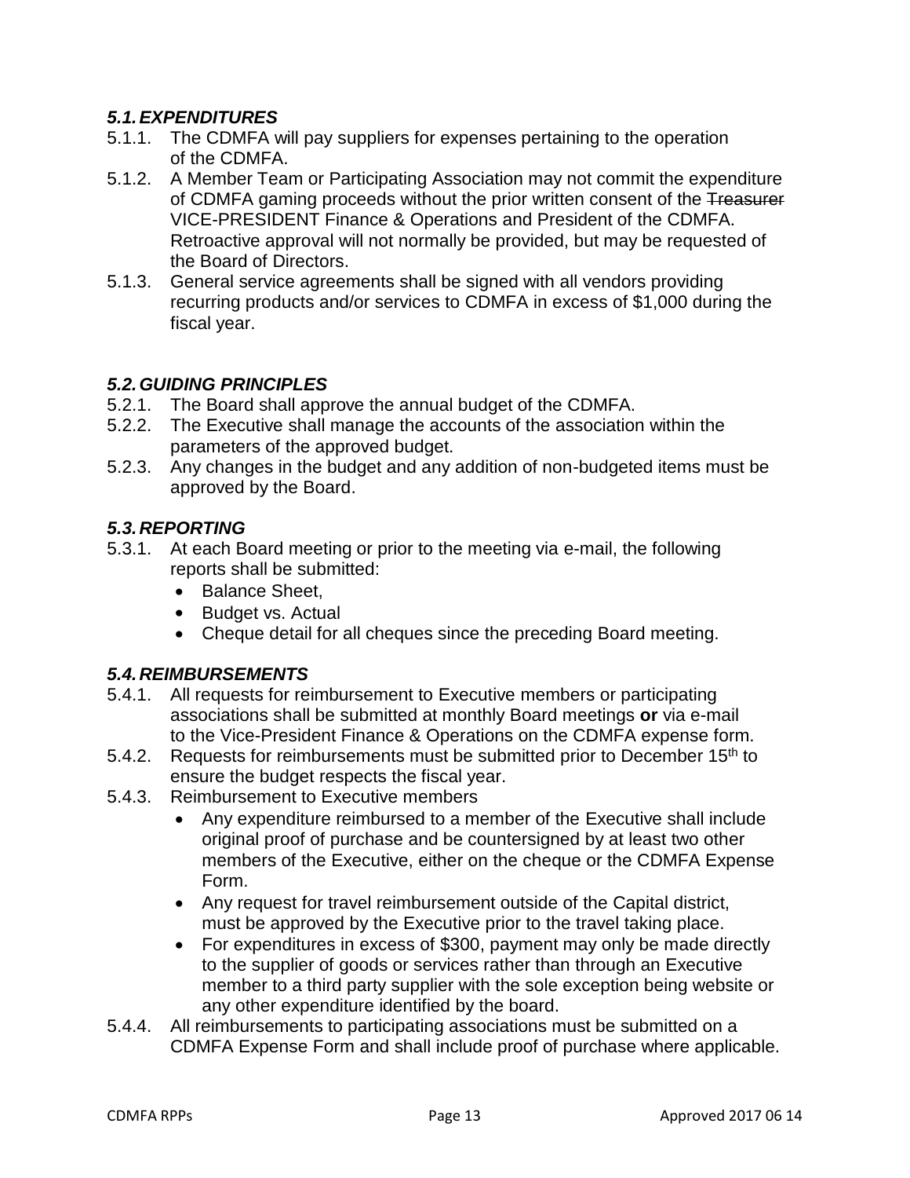### *5.1. EXPENDITURES*

5.1.1. The CDMFA will pay suppliers for expenses pertaining to the operation of the CDMFA.

5.1.2. A Member Team or Participating Association may not commit the expenditure of CDMFA gaming proceeds without the prior written consent of the ~~Treasurer~~ VICE-PRESIDENT Finance & Operations and President of the CDMFA. Retroactive approval will not normally be provided, but may be requested of the Board of Directors.

5.1.3. General service agreements shall be signed with all vendors providing recurring products and/or services to CDMFA in excess of $1,000 during the fiscal year.

### *5.2. GUIDING PRINCIPLES*

5.2.1. The Board shall approve the annual budget of the CDMFA.

5.2.2. The Executive shall manage the accounts of the association within the parameters of the approved budget.

5.2.3. Any changes in the budget and any addition of non-budgeted items must be approved by the Board.

### *5.3. REPORTING*

5.3.1. At each Board meeting or prior to the meeting via e-mail, the following reports shall be submitted:

- Balance Sheet,
- Budget vs. Actual
- Cheque detail for all cheques since the preceding Board meeting.

### *5.4. REIMBURSEMENTS*

5.4.1. All requests for reimbursement to Executive members or participating associations shall be submitted at monthly Board meetings **or** via e-mail to the Vice-President Finance & Operations on the CDMFA expense form.

5.4.2. Requests for reimbursements must be submitted prior to December 15th to ensure the budget respects the fiscal year.

5.4.3. Reimbursement to Executive members

- Any expenditure reimbursed to a member of the Executive shall include original proof of purchase and be countersigned by at least two other members of the Executive, either on the cheque or the CDMFA Expense Form.
- Any request for travel reimbursement outside of the Capital district, must be approved by the Executive prior to the travel taking place.
- For expenditures in excess of $300, payment may only be made directly to the supplier of goods or services rather than through an Executive member to a third party supplier with the sole exception being website or any other expenditure identified by the board.

5.4.4. All reimbursements to participating associations must be submitted on a CDMFA Expense Form and shall include proof of purchase where applicable.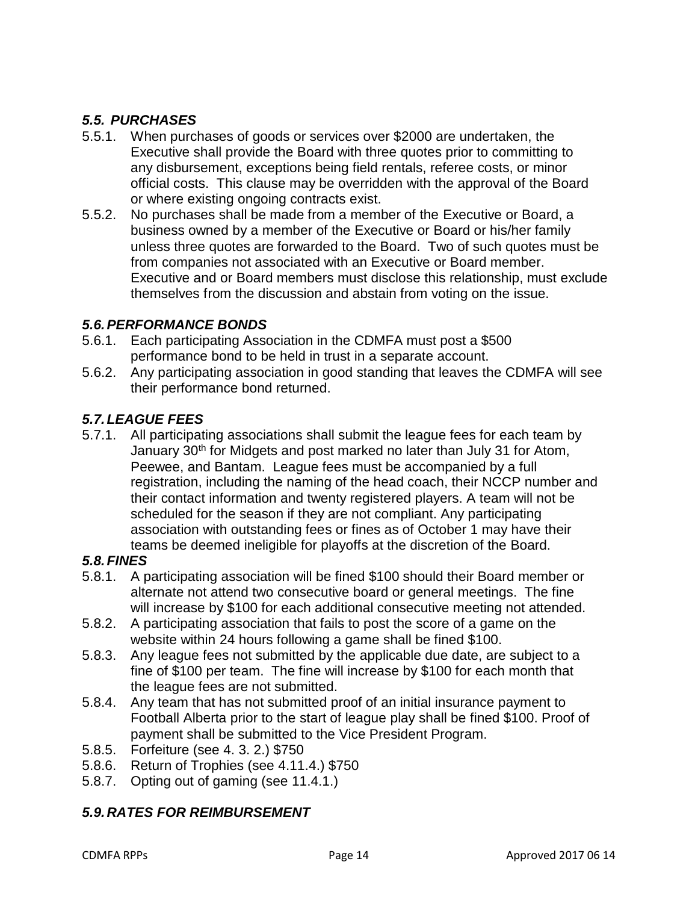### *5.5. PURCHASES*

5.5.1. When purchases of goods or services over $2000 are undertaken, the Executive shall provide the Board with three quotes prior to committing to any disbursement, exceptions being field rentals, referee costs, or minor official costs. This clause may be overridden with the approval of the Board or where existing ongoing contracts exist.

5.5.2. No purchases shall be made from a member of the Executive or Board, a business owned by a member of the Executive or Board or his/her family unless three quotes are forwarded to the Board. Two of such quotes must be from companies not associated with an Executive or Board member. Executive and or Board members must disclose this relationship, must exclude themselves from the discussion and abstain from voting on the issue.

### *5.6. PERFORMANCE BONDS*

5.6.1. Each participating Association in the CDMFA must post a $500 performance bond to be held in trust in a separate account.

5.6.2. Any participating association in good standing that leaves the CDMFA will see their performance bond returned.

### *5.7. LEAGUE FEES*

5.7.1. All participating associations shall submit the league fees for each team by January 30th for Midgets and post marked no later than July 31 for Atom, Peewee, and Bantam. League fees must be accompanied by a full registration, including the naming of the head coach, their NCCP number and their contact information and twenty registered players. A team will not be scheduled for the season if they are not compliant. Any participating association with outstanding fees or fines as of October 1 may have their teams be deemed ineligible for playoffs at the discretion of the Board.

### *5.8. FINES*

5.8.1. A participating association will be fined $100 should their Board member or alternate not attend two consecutive board or general meetings. The fine will increase by $100 for each additional consecutive meeting not attended.

5.8.2. A participating association that fails to post the score of a game on the website within 24 hours following a game shall be fined $100.

5.8.3. Any league fees not submitted by the applicable due date, are subject to a fine of $100 per team. The fine will increase by $100 for each month that the league fees are not submitted.

5.8.4. Any team that has not submitted proof of an initial insurance payment to Football Alberta prior to the start of league play shall be fined $100. Proof of payment shall be submitted to the Vice President Program.

5.8.5. Forfeiture (see 4. 3. 2.) $750

5.8.6. Return of Trophies (see 4.11.4.) $750

5.8.7. Opting out of gaming (see 11.4.1.)

### *5.9. RATES FOR REIMBURSEMENT*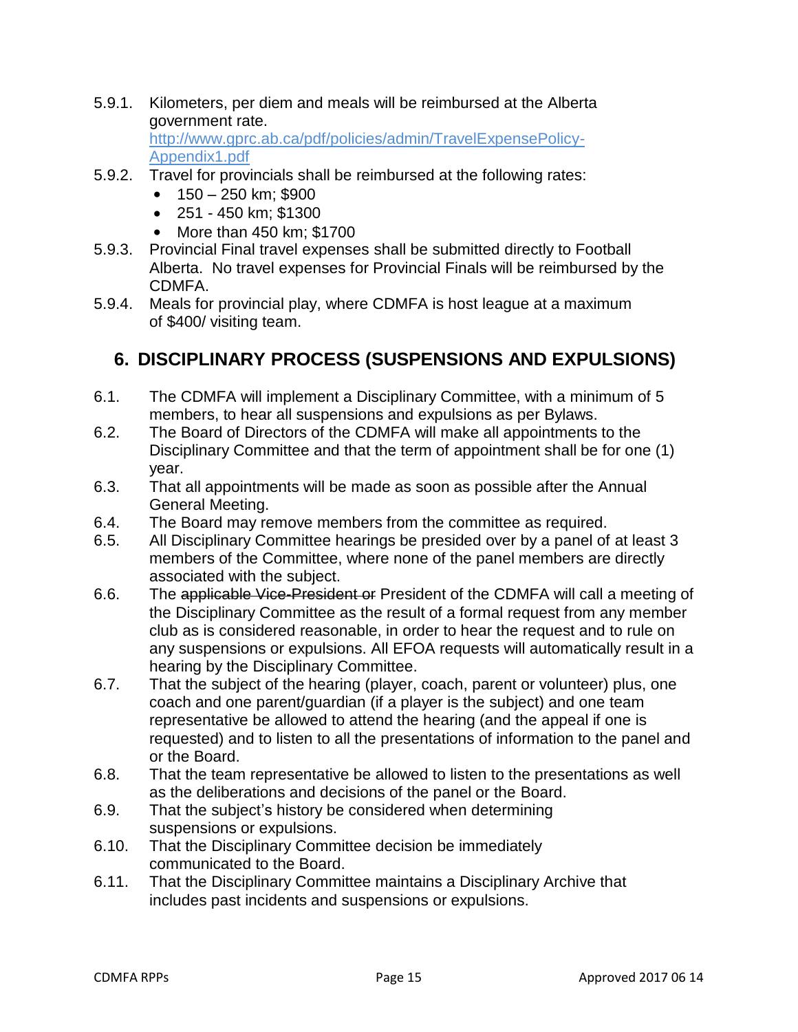5.9.1. Kilometers, per diem and meals will be reimbursed at the Alberta government rate. [http://www.gprc.ab.ca/pdf/policies/admin/TravelExpensePolicy-Appendix1.pdf](http://www.gprc.ab.ca/pdf/policies/admin/TravelExpensePolicy-Appendix1.pdf)

5.9.2. Travel for provincials shall be reimbursed at the following rates:

- 150 – 250 km; $900
- 251 - 450 km; $1300
- More than 450 km; $1700

5.9.3. Provincial Final travel expenses shall be submitted directly to Football Alberta. No travel expenses for Provincial Finals will be reimbursed by the CDMFA.

5.9.4. Meals for provincial play, where CDMFA is host league at a maximum of $400/ visiting team.

## 6. DISCIPLINARY PROCESS (SUSPENSIONS AND EXPULSIONS)

6.1. The CDMFA will implement a Disciplinary Committee, with a minimum of 5 members, to hear all suspensions and expulsions as per Bylaws.

6.2. The Board of Directors of the CDMFA will make all appointments to the Disciplinary Committee and that the term of appointment shall be for one (1) year.

6.3. That all appointments will be made as soon as possible after the Annual General Meeting.

6.4. The Board may remove members from the committee as required.

6.5. All Disciplinary Committee hearings be presided over by a panel of at least 3 members of the Committee, where none of the panel members are directly associated with the subject.

6.6. The ~~applicable Vice-President or~~ President of the CDMFA will call a meeting of the Disciplinary Committee as the result of a formal request from any member club as is considered reasonable, in order to hear the request and to rule on any suspensions or expulsions. All EFOA requests will automatically result in a hearing by the Disciplinary Committee.

6.7. That the subject of the hearing (player, coach, parent or volunteer) plus, one coach and one parent/guardian (if a player is the subject) and one team representative be allowed to attend the hearing (and the appeal if one is requested) and to listen to all the presentations of information to the panel and or the Board.

6.8. That the team representative be allowed to listen to the presentations as well as the deliberations and decisions of the panel or the Board.

6.9. That the subject's history be considered when determining suspensions or expulsions.

6.10. That the Disciplinary Committee decision be immediately communicated to the Board.

6.11. That the Disciplinary Committee maintains a Disciplinary Archive that includes past incidents and suspensions or expulsions.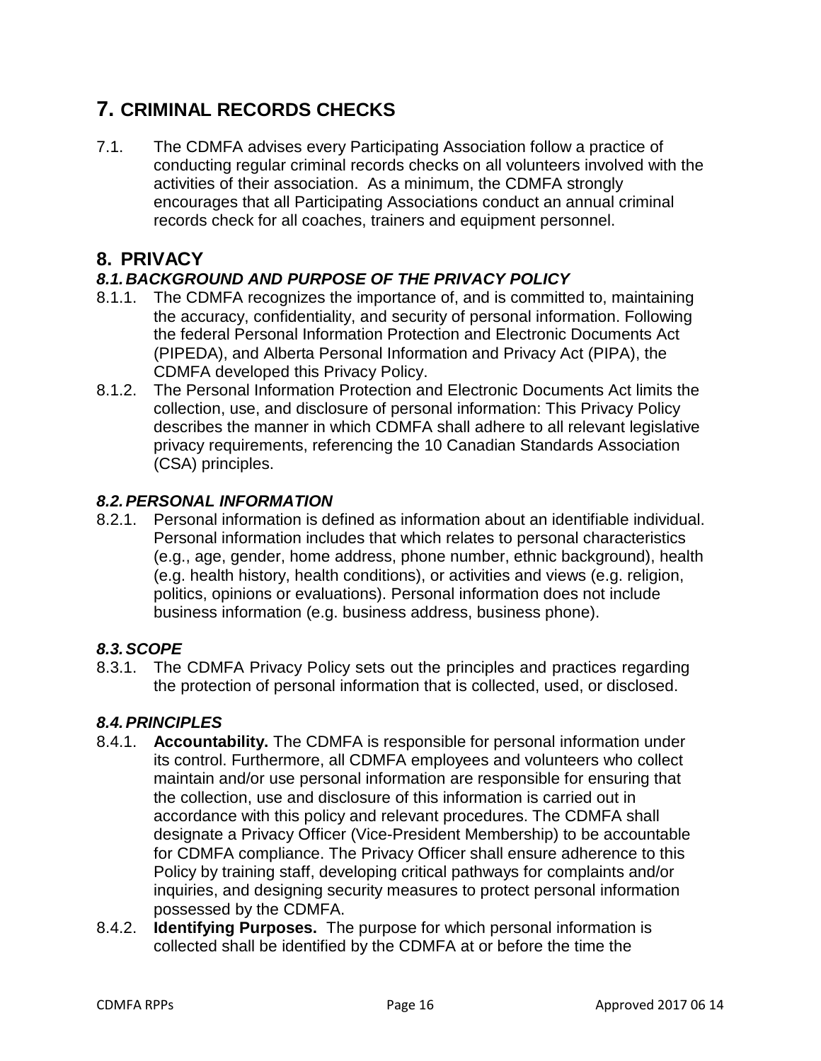# 7. CRIMINAL RECORDS CHECKS

7.1. The CDMFA advises every Participating Association follow a practice of conducting regular criminal records checks on all volunteers involved with the activities of their association. As a minimum, the CDMFA strongly encourages that all Participating Associations conduct an annual criminal records check for all coaches, trainers and equipment personnel.

# 8. PRIVACY

### *8.1. BACKGROUND AND PURPOSE OF THE PRIVACY POLICY*

8.1.1. The CDMFA recognizes the importance of, and is committed to, maintaining the accuracy, confidentiality, and security of personal information. Following the federal Personal Information Protection and Electronic Documents Act (PIPEDA), and Alberta Personal Information and Privacy Act (PIPA), the CDMFA developed this Privacy Policy.

8.1.2. The Personal Information Protection and Electronic Documents Act limits the collection, use, and disclosure of personal information: This Privacy Policy describes the manner in which CDMFA shall adhere to all relevant legislative privacy requirements, referencing the 10 Canadian Standards Association (CSA) principles.

### *8.2. PERSONAL INFORMATION*

8.2.1. Personal information is defined as information about an identifiable individual. Personal information includes that which relates to personal characteristics (e.g., age, gender, home address, phone number, ethnic background), health (e.g. health history, health conditions), or activities and views (e.g. religion, politics, opinions or evaluations). Personal information does not include business information (e.g. business address, business phone).

### *8.3. SCOPE*

8.3.1. The CDMFA Privacy Policy sets out the principles and practices regarding the protection of personal information that is collected, used, or disclosed.

### *8.4. PRINCIPLES*

8.4.1. **Accountability.** The CDMFA is responsible for personal information under its control. Furthermore, all CDMFA employees and volunteers who collect maintain and/or use personal information are responsible for ensuring that the collection, use and disclosure of this information is carried out in accordance with this policy and relevant procedures. The CDMFA shall designate a Privacy Officer (Vice-President Membership) to be accountable for CDMFA compliance. The Privacy Officer shall ensure adherence to this Policy by training staff, developing critical pathways for complaints and/or inquiries, and designing security measures to protect personal information possessed by the CDMFA.

8.4.2. **Identifying Purposes.** The purpose for which personal information is collected shall be identified by the CDMFA at or before the time the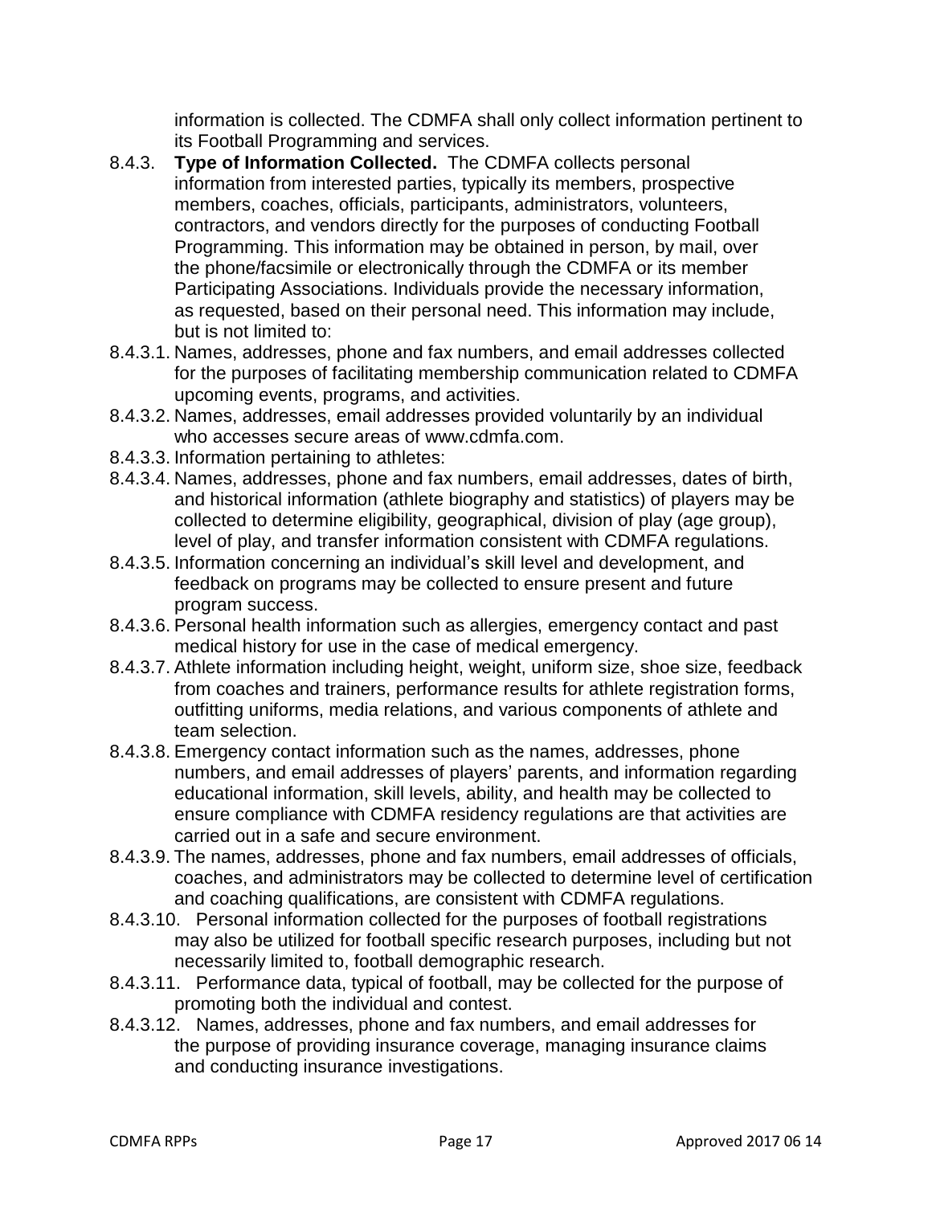information is collected. The CDMFA shall only collect information pertinent to its Football Programming and services.

8.4.3. **Type of Information Collected.** The CDMFA collects personal information from interested parties, typically its members, prospective members, coaches, officials, participants, administrators, volunteers, contractors, and vendors directly for the purposes of conducting Football Programming. This information may be obtained in person, by mail, over the phone/facsimile or electronically through the CDMFA or its member Participating Associations. Individuals provide the necessary information, as requested, based on their personal need. This information may include, but is not limited to:

8.4.3.1. Names, addresses, phone and fax numbers, and email addresses collected for the purposes of facilitating membership communication related to CDMFA upcoming events, programs, and activities.

8.4.3.2. Names, addresses, email addresses provided voluntarily by an individual who accesses secure areas of www.cdmfa.com.

8.4.3.3. Information pertaining to athletes:

8.4.3.4. Names, addresses, phone and fax numbers, email addresses, dates of birth, and historical information (athlete biography and statistics) of players may be collected to determine eligibility, geographical, division of play (age group), level of play, and transfer information consistent with CDMFA regulations.

8.4.3.5. Information concerning an individual's skill level and development, and feedback on programs may be collected to ensure present and future program success.

8.4.3.6. Personal health information such as allergies, emergency contact and past medical history for use in the case of medical emergency.

8.4.3.7. Athlete information including height, weight, uniform size, shoe size, feedback from coaches and trainers, performance results for athlete registration forms, outfitting uniforms, media relations, and various components of athlete and team selection.

8.4.3.8. Emergency contact information such as the names, addresses, phone numbers, and email addresses of players' parents, and information regarding educational information, skill levels, ability, and health may be collected to ensure compliance with CDMFA residency regulations are that activities are carried out in a safe and secure environment.

8.4.3.9. The names, addresses, phone and fax numbers, email addresses of officials, coaches, and administrators may be collected to determine level of certification and coaching qualifications, are consistent with CDMFA regulations.

8.4.3.10. Personal information collected for the purposes of football registrations may also be utilized for football specific research purposes, including but not necessarily limited to, football demographic research.

8.4.3.11. Performance data, typical of football, may be collected for the purpose of promoting both the individual and contest.

8.4.3.12. Names, addresses, phone and fax numbers, and email addresses for the purpose of providing insurance coverage, managing insurance claims and conducting insurance investigations.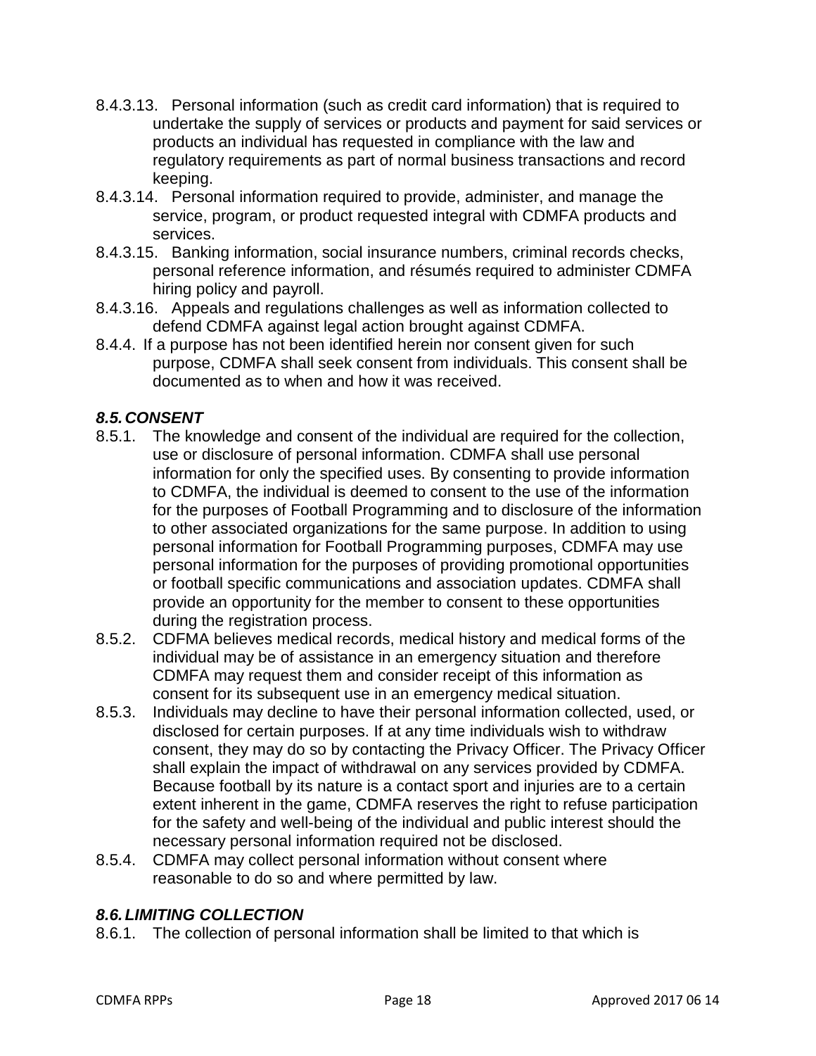8.4.3.13. Personal information (such as credit card information) that is required to undertake the supply of services or products and payment for said services or products an individual has requested in compliance with the law and regulatory requirements as part of normal business transactions and record keeping.

8.4.3.14. Personal information required to provide, administer, and manage the service, program, or product requested integral with CDMFA products and services.

8.4.3.15. Banking information, social insurance numbers, criminal records checks, personal reference information, and résumés required to administer CDMFA hiring policy and payroll.

8.4.3.16. Appeals and regulations challenges as well as information collected to defend CDMFA against legal action brought against CDMFA.

8.4.4. If a purpose has not been identified herein nor consent given for such purpose, CDMFA shall seek consent from individuals. This consent shall be documented as to when and how it was received.

### *8.5. CONSENT*

8.5.1. The knowledge and consent of the individual are required for the collection, use or disclosure of personal information. CDMFA shall use personal information for only the specified uses. By consenting to provide information to CDMFA, the individual is deemed to consent to the use of the information for the purposes of Football Programming and to disclosure of the information to other associated organizations for the same purpose. In addition to using personal information for Football Programming purposes, CDMFA may use personal information for the purposes of providing promotional opportunities or football specific communications and association updates. CDMFA shall provide an opportunity for the member to consent to these opportunities during the registration process.

8.5.2. CDFMA believes medical records, medical history and medical forms of the individual may be of assistance in an emergency situation and therefore CDMFA may request them and consider receipt of this information as consent for its subsequent use in an emergency medical situation.

8.5.3. Individuals may decline to have their personal information collected, used, or disclosed for certain purposes. If at any time individuals wish to withdraw consent, they may do so by contacting the Privacy Officer. The Privacy Officer shall explain the impact of withdrawal on any services provided by CDMFA. Because football by its nature is a contact sport and injuries are to a certain extent inherent in the game, CDMFA reserves the right to refuse participation for the safety and well-being of the individual and public interest should the necessary personal information required not be disclosed.

8.5.4. CDMFA may collect personal information without consent where reasonable to do so and where permitted by law.

### *8.6. LIMITING COLLECTION*

8.6.1. The collection of personal information shall be limited to that which is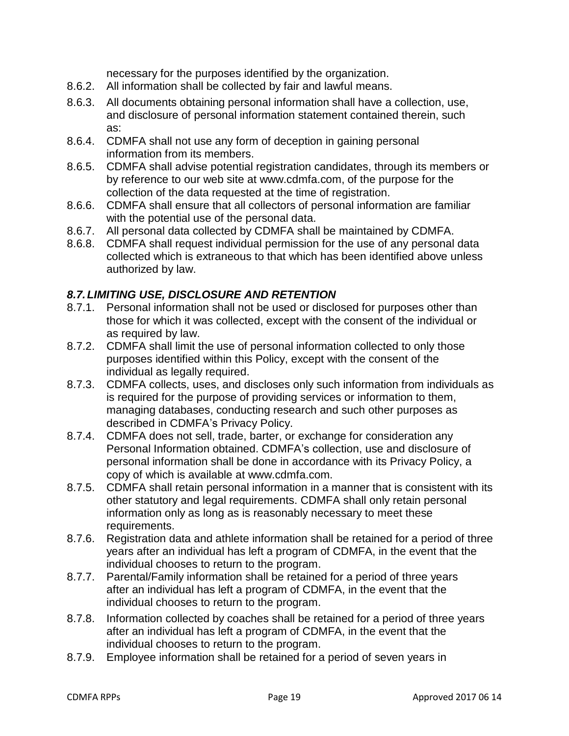necessary for the purposes identified by the organization.

8.6.2. All information shall be collected by fair and lawful means.

8.6.3. All documents obtaining personal information shall have a collection, use, and disclosure of personal information statement contained therein, such as:

8.6.4. CDMFA shall not use any form of deception in gaining personal information from its members.

8.6.5. CDMFA shall advise potential registration candidates, through its members or by reference to our web site at www.cdmfa.com, of the purpose for the collection of the data requested at the time of registration.

8.6.6. CDMFA shall ensure that all collectors of personal information are familiar with the potential use of the personal data.

8.6.7. All personal data collected by CDMFA shall be maintained by CDMFA.

8.6.8. CDMFA shall request individual permission for the use of any personal data collected which is extraneous to that which has been identified above unless authorized by law.

### *8.7. LIMITING USE, DISCLOSURE AND RETENTION*

8.7.1. Personal information shall not be used or disclosed for purposes other than those for which it was collected, except with the consent of the individual or as required by law.

8.7.2. CDMFA shall limit the use of personal information collected to only those purposes identified within this Policy, except with the consent of the individual as legally required.

8.7.3. CDMFA collects, uses, and discloses only such information from individuals as is required for the purpose of providing services or information to them, managing databases, conducting research and such other purposes as described in CDMFA's Privacy Policy.

8.7.4. CDMFA does not sell, trade, barter, or exchange for consideration any Personal Information obtained. CDMFA's collection, use and disclosure of personal information shall be done in accordance with its Privacy Policy, a copy of which is available at www.cdmfa.com.

8.7.5. CDMFA shall retain personal information in a manner that is consistent with its other statutory and legal requirements. CDMFA shall only retain personal information only as long as is reasonably necessary to meet these requirements.

8.7.6. Registration data and athlete information shall be retained for a period of three years after an individual has left a program of CDMFA, in the event that the individual chooses to return to the program.

8.7.7. Parental/Family information shall be retained for a period of three years after an individual has left a program of CDMFA, in the event that the individual chooses to return to the program.

8.7.8. Information collected by coaches shall be retained for a period of three years after an individual has left a program of CDMFA, in the event that the individual chooses to return to the program.

8.7.9. Employee information shall be retained for a period of seven years in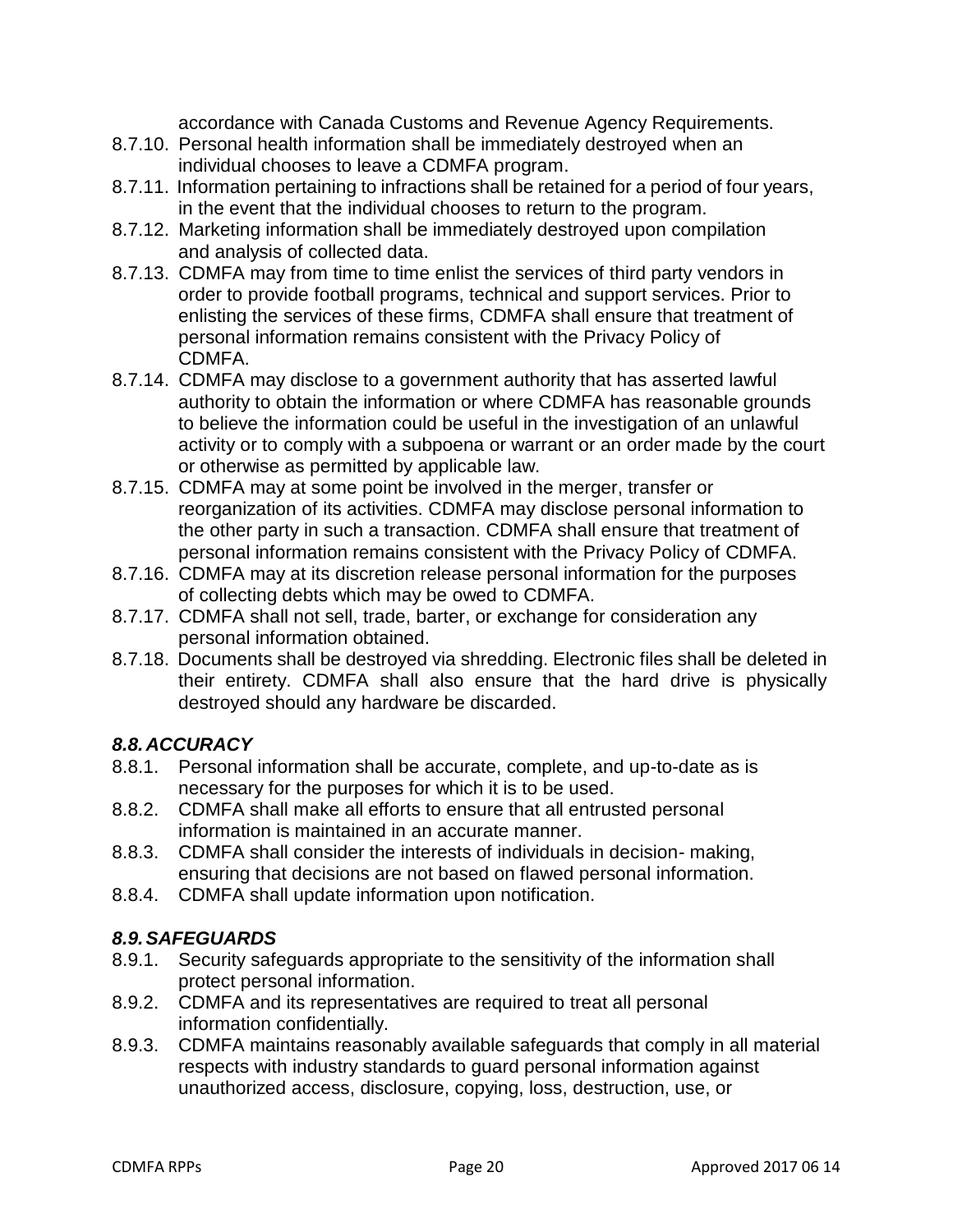accordance with Canada Customs and Revenue Agency Requirements.

8.7.10. Personal health information shall be immediately destroyed when an individual chooses to leave a CDMFA program.

8.7.11. Information pertaining to infractions shall be retained for a period of four years, in the event that the individual chooses to return to the program.

8.7.12. Marketing information shall be immediately destroyed upon compilation and analysis of collected data.

8.7.13. CDMFA may from time to time enlist the services of third party vendors in order to provide football programs, technical and support services. Prior to enlisting the services of these firms, CDMFA shall ensure that treatment of personal information remains consistent with the Privacy Policy of CDMFA.

8.7.14. CDMFA may disclose to a government authority that has asserted lawful authority to obtain the information or where CDMFA has reasonable grounds to believe the information could be useful in the investigation of an unlawful activity or to comply with a subpoena or warrant or an order made by the court or otherwise as permitted by applicable law.

8.7.15. CDMFA may at some point be involved in the merger, transfer or reorganization of its activities. CDMFA may disclose personal information to the other party in such a transaction. CDMFA shall ensure that treatment of personal information remains consistent with the Privacy Policy of CDMFA.

8.7.16. CDMFA may at its discretion release personal information for the purposes of collecting debts which may be owed to CDMFA.

8.7.17. CDMFA shall not sell, trade, barter, or exchange for consideration any personal information obtained.

8.7.18. Documents shall be destroyed via shredding. Electronic files shall be deleted in their entirety. CDMFA shall also ensure that the hard drive is physically destroyed should any hardware be discarded.

### *8.8. ACCURACY*

8.8.1. Personal information shall be accurate, complete, and up-to-date as is necessary for the purposes for which it is to be used.

8.8.2. CDMFA shall make all efforts to ensure that all entrusted personal information is maintained in an accurate manner.

8.8.3. CDMFA shall consider the interests of individuals in decision- making, ensuring that decisions are not based on flawed personal information.

8.8.4. CDMFA shall update information upon notification.

### *8.9. SAFEGUARDS*

8.9.1. Security safeguards appropriate to the sensitivity of the information shall protect personal information.

8.9.2. CDMFA and its representatives are required to treat all personal information confidentially.

8.9.3. CDMFA maintains reasonably available safeguards that comply in all material respects with industry standards to guard personal information against unauthorized access, disclosure, copying, loss, destruction, use, or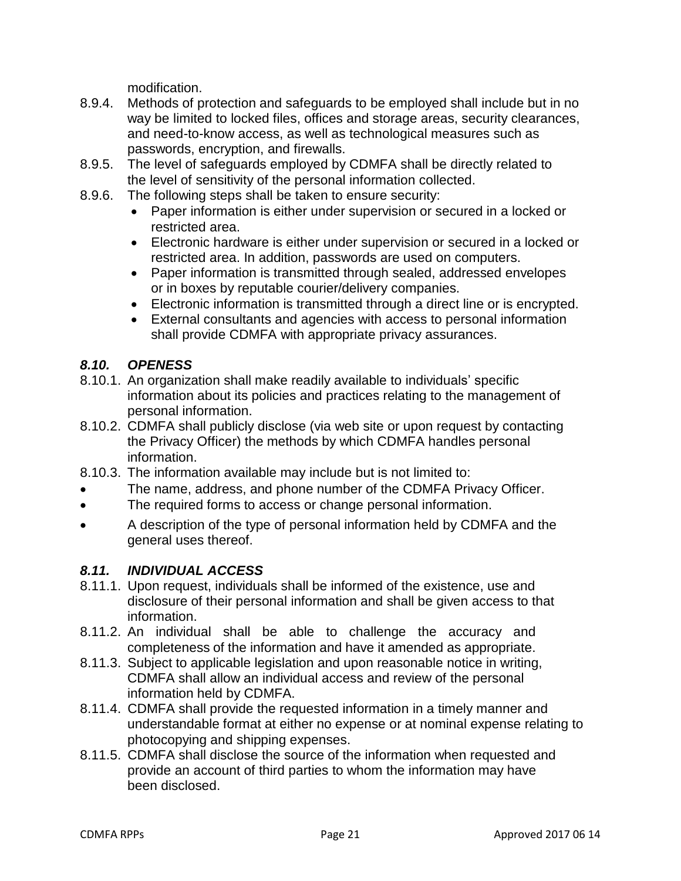modification.

8.9.4. Methods of protection and safeguards to be employed shall include but in no way be limited to locked files, offices and storage areas, security clearances, and need-to-know access, as well as technological measures such as passwords, encryption, and firewalls.

8.9.5. The level of safeguards employed by CDMFA shall be directly related to the level of sensitivity of the personal information collected.

8.9.6. The following steps shall be taken to ensure security:

- Paper information is either under supervision or secured in a locked or restricted area.
- Electronic hardware is either under supervision or secured in a locked or restricted area. In addition, passwords are used on computers.
- Paper information is transmitted through sealed, addressed envelopes or in boxes by reputable courier/delivery companies.
- Electronic information is transmitted through a direct line or is encrypted.
- External consultants and agencies with access to personal information shall provide CDMFA with appropriate privacy assurances.

### *8.10. OPENESS*

8.10.1. An organization shall make readily available to individuals' specific information about its policies and practices relating to the management of personal information.

8.10.2. CDMFA shall publicly disclose (via web site or upon request by contacting the Privacy Officer) the methods by which CDMFA handles personal information.

8.10.3. The information available may include but is not limited to:

- The name, address, and phone number of the CDMFA Privacy Officer.
- The required forms to access or change personal information.
- A description of the type of personal information held by CDMFA and the general uses thereof.

### *8.11. INDIVIDUAL ACCESS*

8.11.1. Upon request, individuals shall be informed of the existence, use and disclosure of their personal information and shall be given access to that information.

8.11.2. An individual shall be able to challenge the accuracy and completeness of the information and have it amended as appropriate.

8.11.3. Subject to applicable legislation and upon reasonable notice in writing, CDMFA shall allow an individual access and review of the personal information held by CDMFA.

8.11.4. CDMFA shall provide the requested information in a timely manner and understandable format at either no expense or at nominal expense relating to photocopying and shipping expenses.

8.11.5. CDMFA shall disclose the source of the information when requested and provide an account of third parties to whom the information may have been disclosed.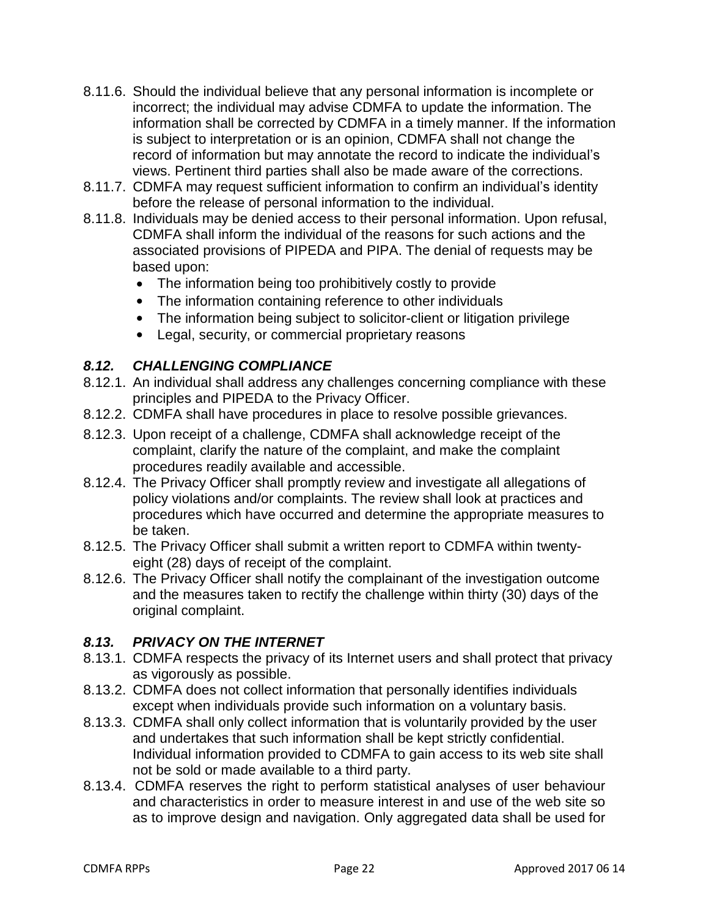8.11.6. Should the individual believe that any personal information is incomplete or incorrect; the individual may advise CDMFA to update the information. The information shall be corrected by CDMFA in a timely manner. If the information is subject to interpretation or is an opinion, CDMFA shall not change the record of information but may annotate the record to indicate the individual's views. Pertinent third parties shall also be made aware of the corrections.

8.11.7. CDMFA may request sufficient information to confirm an individual's identity before the release of personal information to the individual.

8.11.8. Individuals may be denied access to their personal information. Upon refusal, CDMFA shall inform the individual of the reasons for such actions and the associated provisions of PIPEDA and PIPA. The denial of requests may be based upon:

- The information being too prohibitively costly to provide
- The information containing reference to other individuals
- The information being subject to solicitor-client or litigation privilege
- Legal, security, or commercial proprietary reasons

### *8.12. CHALLENGING COMPLIANCE*

8.12.1. An individual shall address any challenges concerning compliance with these principles and PIPEDA to the Privacy Officer.

8.12.2. CDMFA shall have procedures in place to resolve possible grievances.

8.12.3. Upon receipt of a challenge, CDMFA shall acknowledge receipt of the complaint, clarify the nature of the complaint, and make the complaint procedures readily available and accessible.

8.12.4. The Privacy Officer shall promptly review and investigate all allegations of policy violations and/or complaints. The review shall look at practices and procedures which have occurred and determine the appropriate measures to be taken.

8.12.5. The Privacy Officer shall submit a written report to CDMFA within twenty-eight (28) days of receipt of the complaint.

8.12.6. The Privacy Officer shall notify the complainant of the investigation outcome and the measures taken to rectify the challenge within thirty (30) days of the original complaint.

### *8.13. PRIVACY ON THE INTERNET*

8.13.1. CDMFA respects the privacy of its Internet users and shall protect that privacy as vigorously as possible.

8.13.2. CDMFA does not collect information that personally identifies individuals except when individuals provide such information on a voluntary basis.

8.13.3. CDMFA shall only collect information that is voluntarily provided by the user and undertakes that such information shall be kept strictly confidential. Individual information provided to CDMFA to gain access to its web site shall not be sold or made available to a third party.

8.13.4. CDMFA reserves the right to perform statistical analyses of user behaviour and characteristics in order to measure interest in and use of the web site so as to improve design and navigation. Only aggregated data shall be used for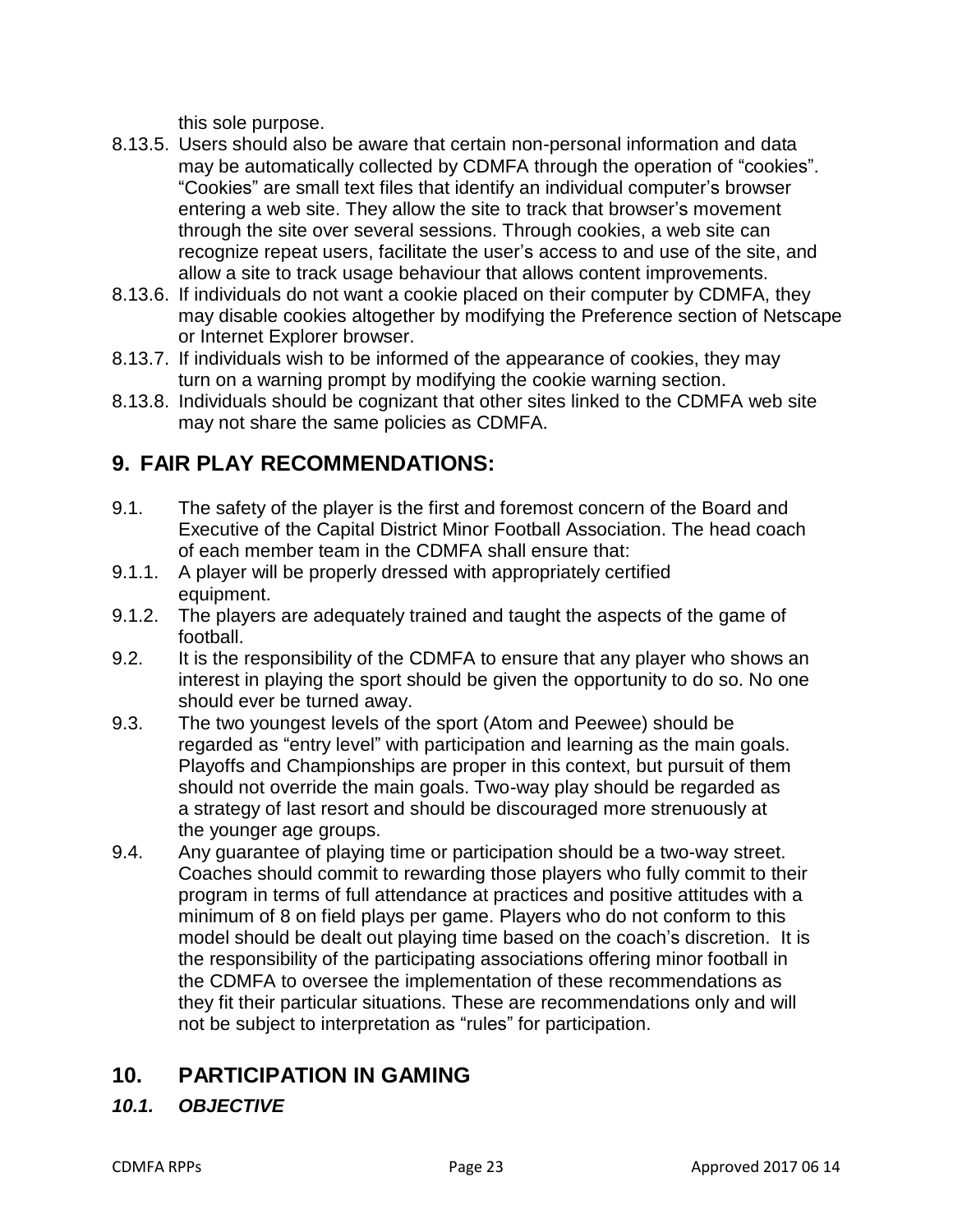this sole purpose.

8.13.5. Users should also be aware that certain non-personal information and data may be automatically collected by CDMFA through the operation of "cookies". "Cookies" are small text files that identify an individual computer's browser entering a web site. They allow the site to track that browser's movement through the site over several sessions. Through cookies, a web site can recognize repeat users, facilitate the user's access to and use of the site, and allow a site to track usage behaviour that allows content improvements.

8.13.6. If individuals do not want a cookie placed on their computer by CDMFA, they may disable cookies altogether by modifying the Preference section of Netscape or Internet Explorer browser.

8.13.7. If individuals wish to be informed of the appearance of cookies, they may turn on a warning prompt by modifying the cookie warning section.

8.13.8. Individuals should be cognizant that other sites linked to the CDMFA web site may not share the same policies as CDMFA.

## 9. FAIR PLAY RECOMMENDATIONS:

9.1. The safety of the player is the first and foremost concern of the Board and Executive of the Capital District Minor Football Association. The head coach of each member team in the CDMFA shall ensure that:

9.1.1. A player will be properly dressed with appropriately certified equipment.

9.1.2. The players are adequately trained and taught the aspects of the game of football.

9.2. It is the responsibility of the CDMFA to ensure that any player who shows an interest in playing the sport should be given the opportunity to do so. No one should ever be turned away.

9.3. The two youngest levels of the sport (Atom and Peewee) should be regarded as "entry level" with participation and learning as the main goals. Playoffs and Championships are proper in this context, but pursuit of them should not override the main goals. Two-way play should be regarded as a strategy of last resort and should be discouraged more strenuously at the younger age groups.

9.4. Any guarantee of playing time or participation should be a two-way street. Coaches should commit to rewarding those players who fully commit to their program in terms of full attendance at practices and positive attitudes with a minimum of 8 on field plays per game. Players who do not conform to this model should be dealt out playing time based on the coach's discretion. It is the responsibility of the participating associations offering minor football in the CDMFA to oversee the implementation of these recommendations as they fit their particular situations. These are recommendations only and will not be subject to interpretation as "rules" for participation.

## 10. PARTICIPATION IN GAMING

### *10.1. OBJECTIVE*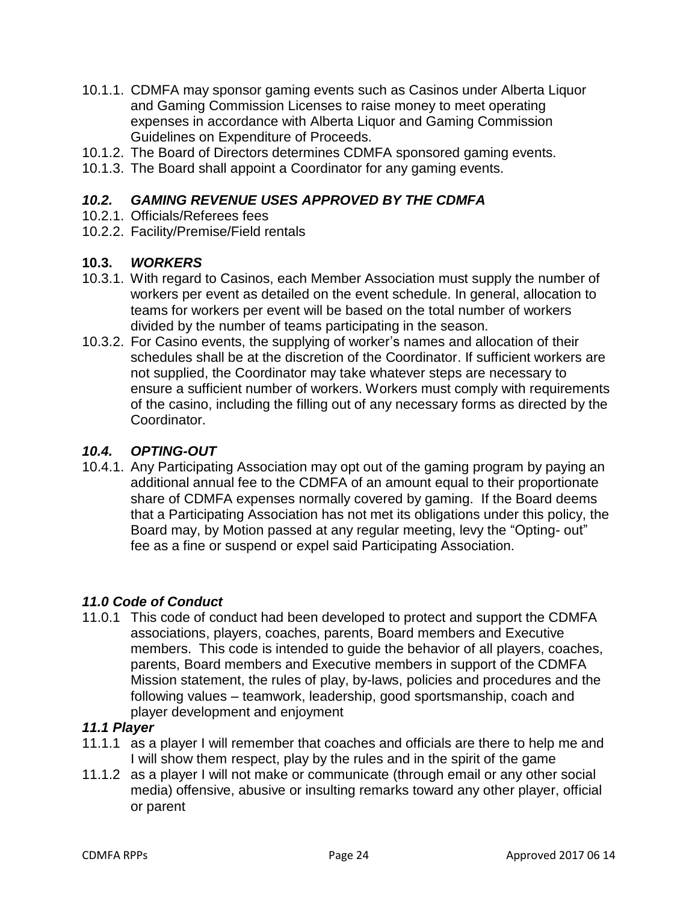10.1.1. CDMFA may sponsor gaming events such as Casinos under Alberta Liquor and Gaming Commission Licenses to raise money to meet operating expenses in accordance with Alberta Liquor and Gaming Commission Guidelines on Expenditure of Proceeds.

10.1.2. The Board of Directors determines CDMFA sponsored gaming events.

10.1.3. The Board shall appoint a Coordinator for any gaming events.

### *10.2. GAMING REVENUE USES APPROVED BY THE CDMFA*

10.2.1. Officials/Referees fees

10.2.2. Facility/Premise/Field rentals

### **10.3.** ***WORKERS***

10.3.1. With regard to Casinos, each Member Association must supply the number of workers per event as detailed on the event schedule. In general, allocation to teams for workers per event will be based on the total number of workers divided by the number of teams participating in the season.

10.3.2. For Casino events, the supplying of worker's names and allocation of their schedules shall be at the discretion of the Coordinator. If sufficient workers are not supplied, the Coordinator may take whatever steps are necessary to ensure a sufficient number of workers. Workers must comply with requirements of the casino, including the filling out of any necessary forms as directed by the Coordinator.

### *10.4. OPTING-OUT*

10.4.1. Any Participating Association may opt out of the gaming program by paying an additional annual fee to the CDMFA of an amount equal to their proportionate share of CDMFA expenses normally covered by gaming. If the Board deems that a Participating Association has not met its obligations under this policy, the Board may, by Motion passed at any regular meeting, levy the "Opting- out" fee as a fine or suspend or expel said Participating Association.

## *11.0 Code of Conduct*

11.0.1 This code of conduct had been developed to protect and support the CDMFA associations, players, coaches, parents, Board members and Executive members. This code is intended to guide the behavior of all players, coaches, parents, Board members and Executive members in support of the CDMFA Mission statement, the rules of play, by-laws, policies and procedures and the following values – teamwork, leadership, good sportsmanship, coach and player development and enjoyment

### *11.1 Player*

11.1.1 as a player I will remember that coaches and officials are there to help me and I will show them respect, play by the rules and in the spirit of the game

11.1.2 as a player I will not make or communicate (through email or any other social media) offensive, abusive or insulting remarks toward any other player, official or parent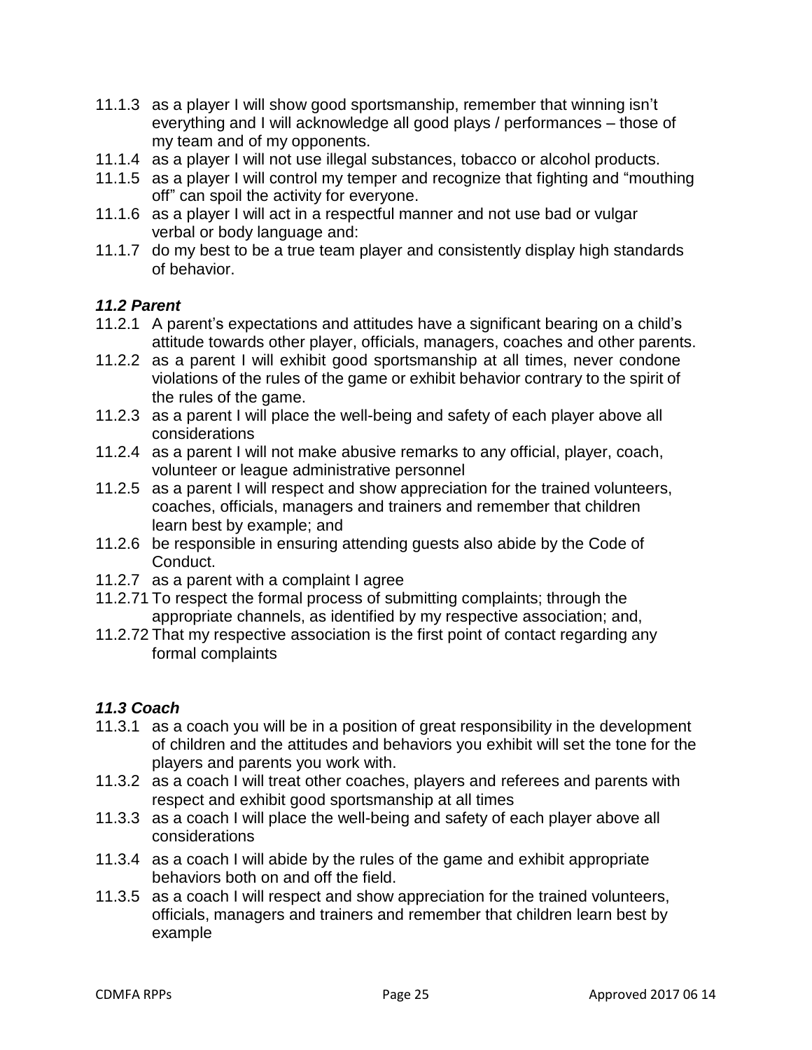11.1.3 as a player I will show good sportsmanship, remember that winning isn't everything and I will acknowledge all good plays / performances – those of my team and of my opponents.

11.1.4 as a player I will not use illegal substances, tobacco or alcohol products.

11.1.5 as a player I will control my temper and recognize that fighting and "mouthing off" can spoil the activity for everyone.

11.1.6 as a player I will act in a respectful manner and not use bad or vulgar verbal or body language and:

11.1.7 do my best to be a true team player and consistently display high standards of behavior.

### *11.2 Parent*

11.2.1 A parent's expectations and attitudes have a significant bearing on a child's attitude towards other player, officials, managers, coaches and other parents.

11.2.2 as a parent I will exhibit good sportsmanship at all times, never condone violations of the rules of the game or exhibit behavior contrary to the spirit of the rules of the game.

11.2.3 as a parent I will place the well-being and safety of each player above all considerations

11.2.4 as a parent I will not make abusive remarks to any official, player, coach, volunteer or league administrative personnel

11.2.5 as a parent I will respect and show appreciation for the trained volunteers, coaches, officials, managers and trainers and remember that children learn best by example; and

11.2.6 be responsible in ensuring attending guests also abide by the Code of Conduct.

11.2.7 as a parent with a complaint I agree

11.2.71 To respect the formal process of submitting complaints; through the appropriate channels, as identified by my respective association; and,

11.2.72 That my respective association is the first point of contact regarding any formal complaints

### *11.3 Coach*

11.3.1 as a coach you will be in a position of great responsibility in the development of children and the attitudes and behaviors you exhibit will set the tone for the players and parents you work with.

11.3.2 as a coach I will treat other coaches, players and referees and parents with respect and exhibit good sportsmanship at all times

11.3.3 as a coach I will place the well-being and safety of each player above all considerations

11.3.4 as a coach I will abide by the rules of the game and exhibit appropriate behaviors both on and off the field.

11.3.5 as a coach I will respect and show appreciation for the trained volunteers, officials, managers and trainers and remember that children learn best by example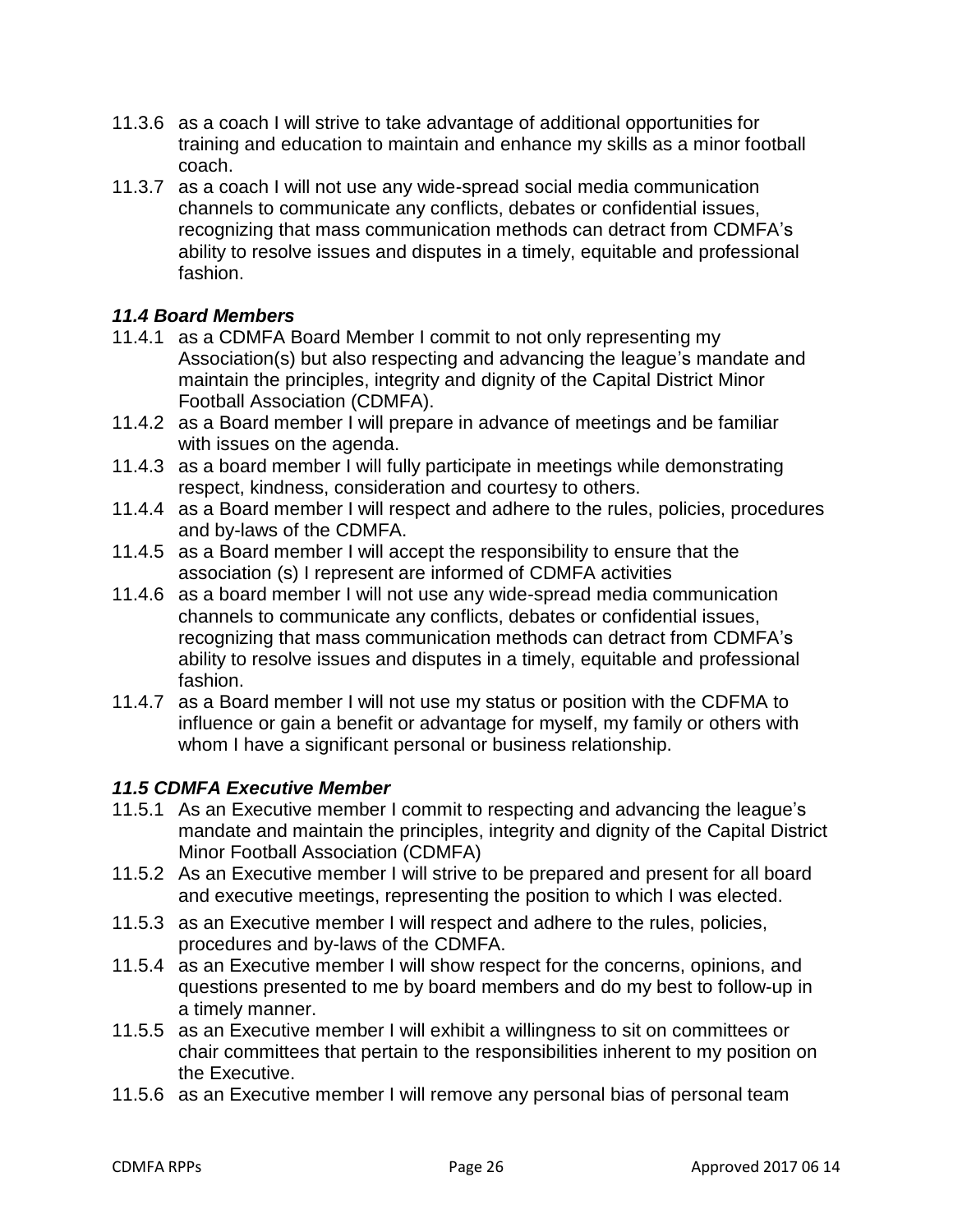- 11.3.6 as a coach I will strive to take advantage of additional opportunities for training and education to maintain and enhance my skills as a minor football coach.
- 11.3.7 as a coach I will not use any wide-spread social media communication channels to communicate any conflicts, debates or confidential issues, recognizing that mass communication methods can detract from CDMFA's ability to resolve issues and disputes in a timely, equitable and professional fashion.

### *11.4 Board Members*

- 11.4.1 as a CDMFA Board Member I commit to not only representing my Association(s) but also respecting and advancing the league's mandate and maintain the principles, integrity and dignity of the Capital District Minor Football Association (CDMFA).
- 11.4.2 as a Board member I will prepare in advance of meetings and be familiar with issues on the agenda.
- 11.4.3 as a board member I will fully participate in meetings while demonstrating respect, kindness, consideration and courtesy to others.
- 11.4.4 as a Board member I will respect and adhere to the rules, policies, procedures and by-laws of the CDMFA.
- 11.4.5 as a Board member I will accept the responsibility to ensure that the association (s) I represent are informed of CDMFA activities
- 11.4.6 as a board member I will not use any wide-spread media communication channels to communicate any conflicts, debates or confidential issues, recognizing that mass communication methods can detract from CDMFA's ability to resolve issues and disputes in a timely, equitable and professional fashion.
- 11.4.7 as a Board member I will not use my status or position with the CDFMA to influence or gain a benefit or advantage for myself, my family or others with whom I have a significant personal or business relationship.

### *11.5 CDMFA Executive Member*

- 11.5.1 As an Executive member I commit to respecting and advancing the league's mandate and maintain the principles, integrity and dignity of the Capital District Minor Football Association (CDMFA)
- 11.5.2 As an Executive member I will strive to be prepared and present for all board and executive meetings, representing the position to which I was elected.
- 11.5.3 as an Executive member I will respect and adhere to the rules, policies, procedures and by-laws of the CDMFA.
- 11.5.4 as an Executive member I will show respect for the concerns, opinions, and questions presented to me by board members and do my best to follow-up in a timely manner.
- 11.5.5 as an Executive member I will exhibit a willingness to sit on committees or chair committees that pertain to the responsibilities inherent to my position on the Executive.
- 11.5.6 as an Executive member I will remove any personal bias of personal team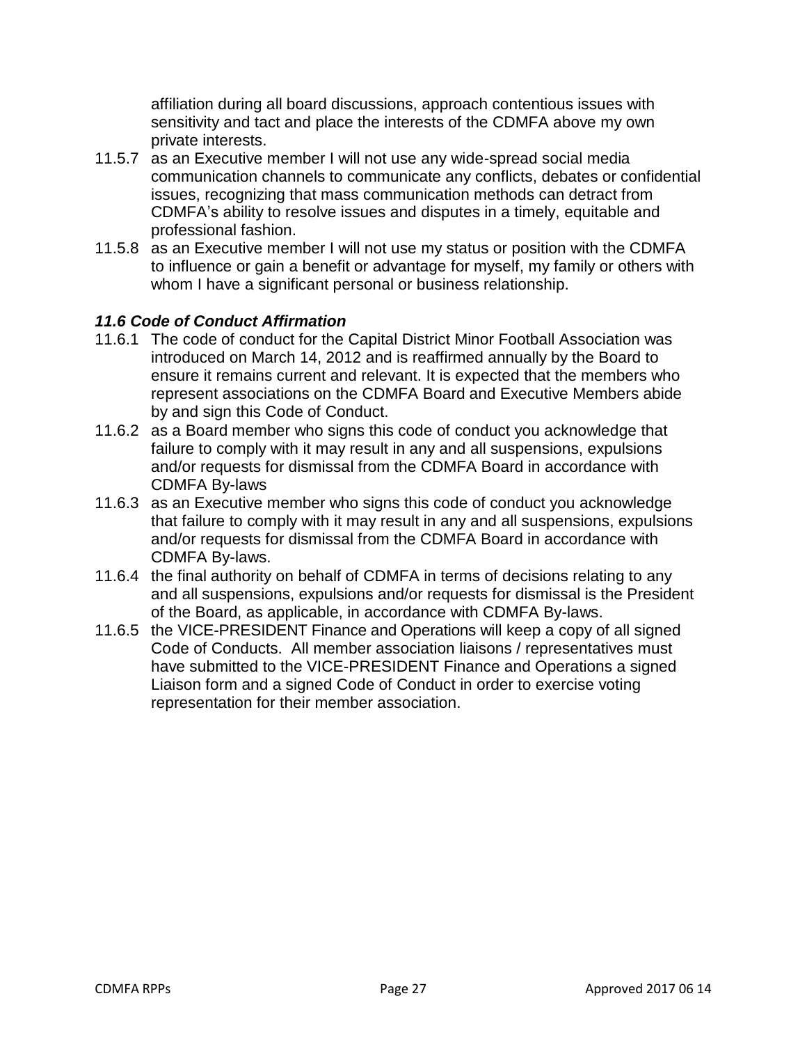affiliation during all board discussions, approach contentious issues with sensitivity and tact and place the interests of the CDMFA above my own private interests.

11.5.7 as an Executive member I will not use any wide-spread social media communication channels to communicate any conflicts, debates or confidential issues, recognizing that mass communication methods can detract from CDMFA's ability to resolve issues and disputes in a timely, equitable and professional fashion.

11.5.8 as an Executive member I will not use my status or position with the CDMFA to influence or gain a benefit or advantage for myself, my family or others with whom I have a significant personal or business relationship.

### *11.6 Code of Conduct Affirmation*

11.6.1 The code of conduct for the Capital District Minor Football Association was introduced on March 14, 2012 and is reaffirmed annually by the Board to ensure it remains current and relevant. It is expected that the members who represent associations on the CDMFA Board and Executive Members abide by and sign this Code of Conduct.

11.6.2 as a Board member who signs this code of conduct you acknowledge that failure to comply with it may result in any and all suspensions, expulsions and/or requests for dismissal from the CDMFA Board in accordance with CDMFA By-laws

11.6.3 as an Executive member who signs this code of conduct you acknowledge that failure to comply with it may result in any and all suspensions, expulsions and/or requests for dismissal from the CDMFA Board in accordance with CDMFA By-laws.

11.6.4 the final authority on behalf of CDMFA in terms of decisions relating to any and all suspensions, expulsions and/or requests for dismissal is the President of the Board, as applicable, in accordance with CDMFA By-laws.

11.6.5 the VICE-PRESIDENT Finance and Operations will keep a copy of all signed Code of Conducts. All member association liaisons / representatives must have submitted to the VICE-PRESIDENT Finance and Operations a signed Liaison form and a signed Code of Conduct in order to exercise voting representation for their member association.